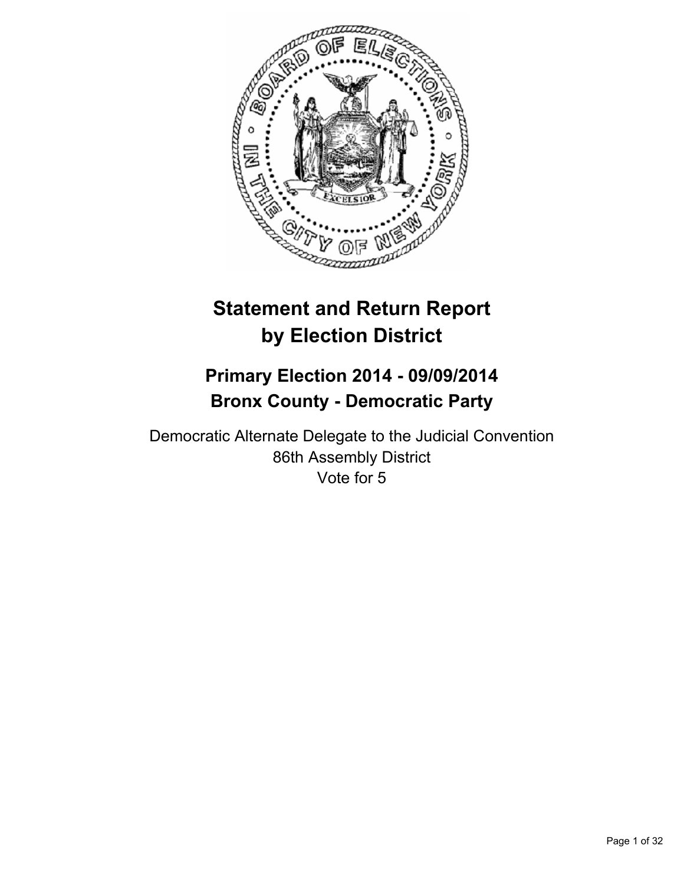# Statement and Return Report by Election District

## Primary Election 2014 - 09/09/2014
## Bronx County - Democratic Party

Democratic Alternate Delegate to the Judicial Convention
86th Assembly District
Vote for 5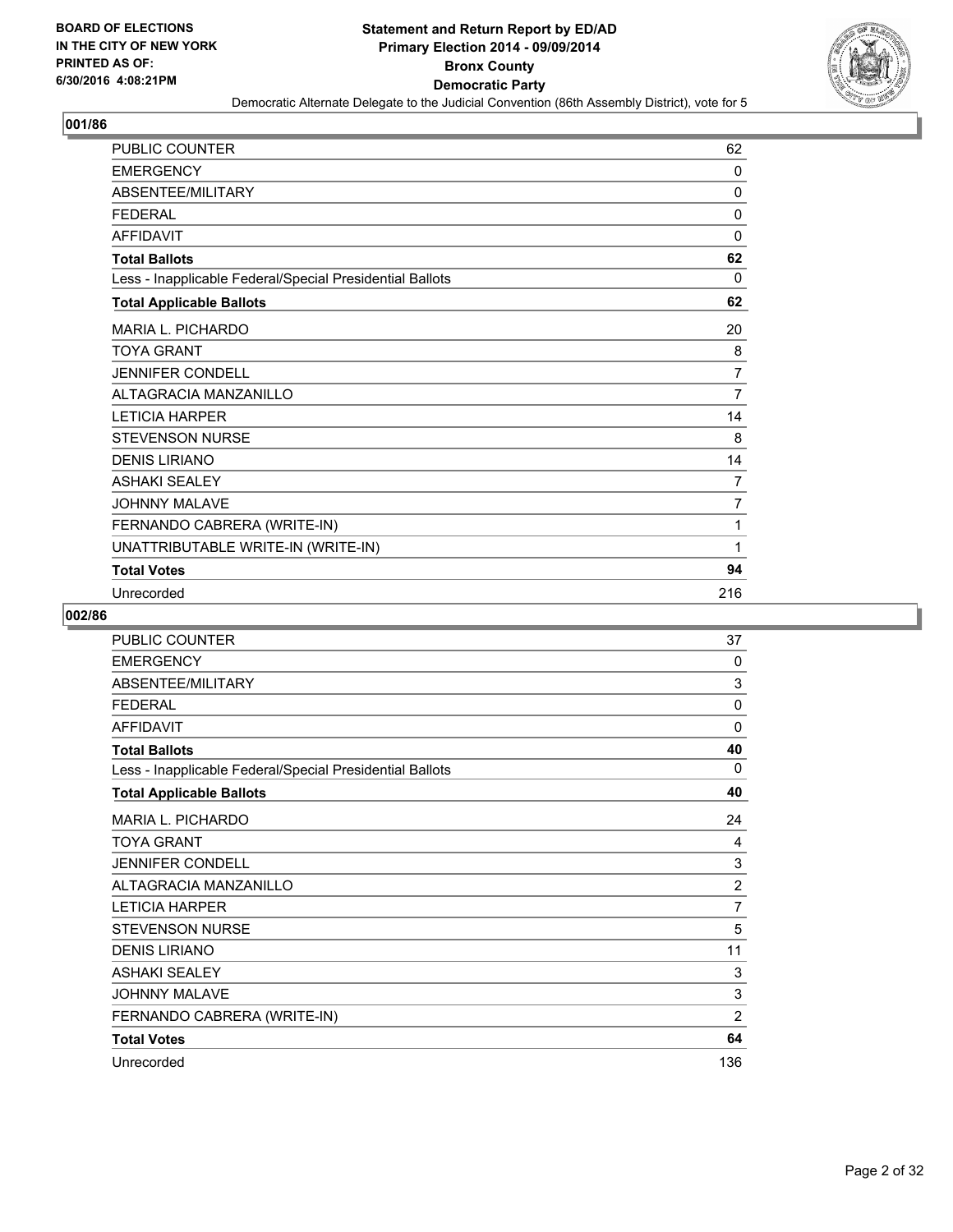**BOARD OF ELECTIONS IN THE CITY OF NEW YORK PRINTED AS OF: 6/30/2016 4:08:21PM**

# Statement and Return Report by ED/AD
## Primary Election 2014 - 09/09/2014
## Bronx County
## Democratic Party
### Democratic Alternate Delegate to the Judicial Convention (86th Assembly District), vote for 5

### 001/86

| | |
|---|---|
| PUBLIC COUNTER | 62 |
| EMERGENCY | 0 |
| ABSENTEE/MILITARY | 0 |
| FEDERAL | 0 |
| AFFIDAVIT | 0 |
| **Total Ballots** | **62** |
| Less - Inapplicable Federal/Special Presidential Ballots | 0 |
| **Total Applicable Ballots** | **62** |
| MARIA L. PICHARDO | 20 |
| TOYA GRANT | 8 |
| JENNIFER CONDELL | 7 |
| ALTAGRACIA MANZANILLO | 7 |
| LETICIA HARPER | 14 |
| STEVENSON NURSE | 8 |
| DENIS LIRIANO | 14 |
| ASHAKI SEALEY | 7 |
| JOHNNY MALAVE | 7 |
| FERNANDO CABRERA (WRITE-IN) | 1 |
| UNATTRIBUTABLE WRITE-IN (WRITE-IN) | 1 |
| **Total Votes** | **94** |
| Unrecorded | 216 |

### 002/86

| | |
|---|---|
| PUBLIC COUNTER | 37 |
| EMERGENCY | 0 |
| ABSENTEE/MILITARY | 3 |
| FEDERAL | 0 |
| AFFIDAVIT | 0 |
| **Total Ballots** | **40** |
| Less - Inapplicable Federal/Special Presidential Ballots | 0 |
| **Total Applicable Ballots** | **40** |
| MARIA L. PICHARDO | 24 |
| TOYA GRANT | 4 |
| JENNIFER CONDELL | 3 |
| ALTAGRACIA MANZANILLO | 2 |
| LETICIA HARPER | 7 |
| STEVENSON NURSE | 5 |
| DENIS LIRIANO | 11 |
| ASHAKI SEALEY | 3 |
| JOHNNY MALAVE | 3 |
| FERNANDO CABRERA (WRITE-IN) | 2 |
| **Total Votes** | **64** |
| Unrecorded | 136 |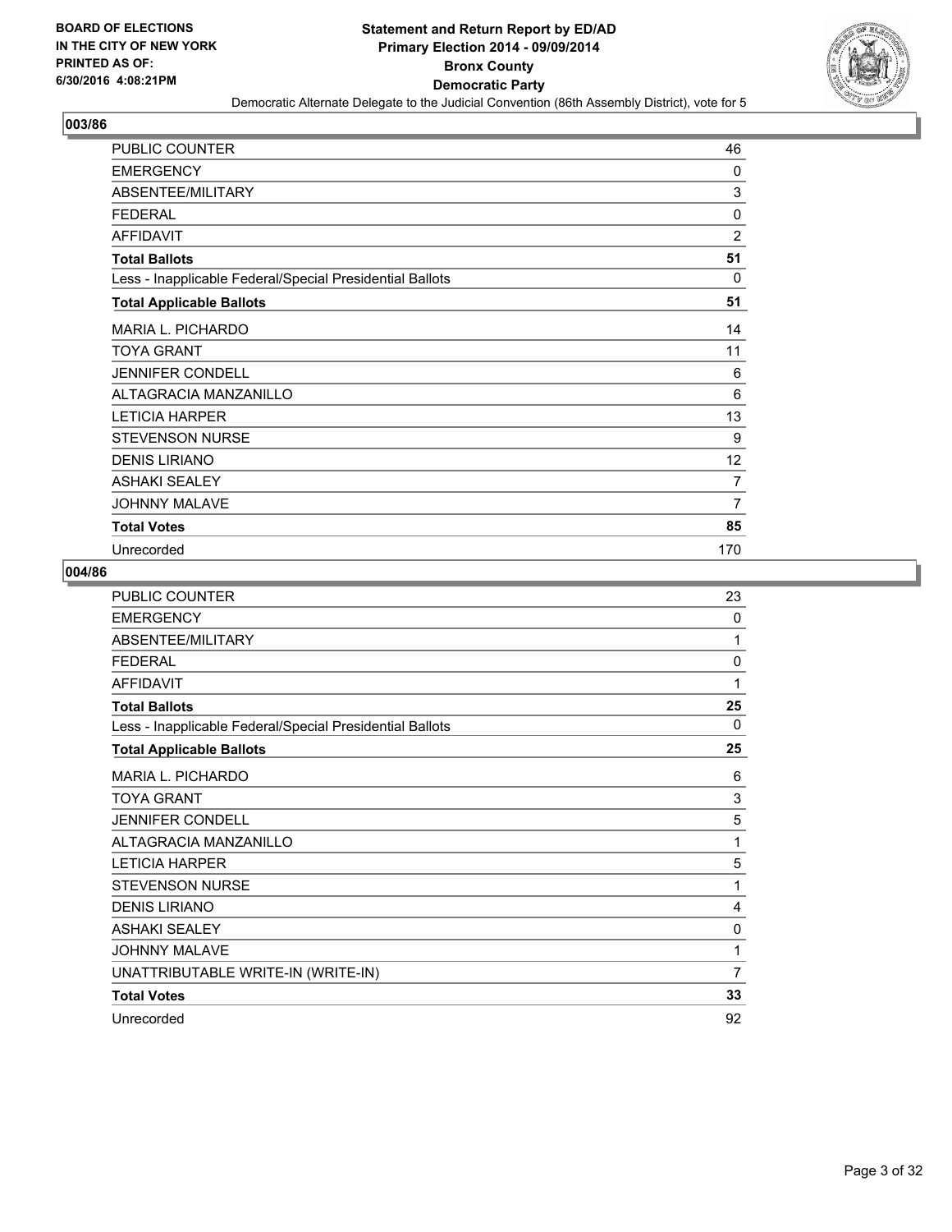BOARD OF ELECTIONS
IN THE CITY OF NEW YORK
PRINTED AS OF:
6/30/2016 4:08:21PM

**Statement and Return Report by ED/AD**
**Primary Election 2014 - 09/09/2014**
**Bronx County**
**Democratic Party**
Democratic Alternate Delegate to the Judicial Convention (86th Assembly District), vote for 5

## 003/86

| | |
|---|---|
| PUBLIC COUNTER | 46 |
| EMERGENCY | 0 |
| ABSENTEE/MILITARY | 3 |
| FEDERAL | 0 |
| AFFIDAVIT | 2 |
| **Total Ballots** | **51** |
| Less - Inapplicable Federal/Special Presidential Ballots | 0 |
| **Total Applicable Ballots** | **51** |
| MARIA L. PICHARDO | 14 |
| TOYA GRANT | 11 |
| JENNIFER CONDELL | 6 |
| ALTAGRACIA MANZANILLO | 6 |
| LETICIA HARPER | 13 |
| STEVENSON NURSE | 9 |
| DENIS LIRIANO | 12 |
| ASHAKI SEALEY | 7 |
| JOHNNY MALAVE | 7 |
| **Total Votes** | **85** |
| Unrecorded | 170 |

## 004/86

| | |
|---|---|
| PUBLIC COUNTER | 23 |
| EMERGENCY | 0 |
| ABSENTEE/MILITARY | 1 |
| FEDERAL | 0 |
| AFFIDAVIT | 1 |
| **Total Ballots** | **25** |
| Less - Inapplicable Federal/Special Presidential Ballots | 0 |
| **Total Applicable Ballots** | **25** |
| MARIA L. PICHARDO | 6 |
| TOYA GRANT | 3 |
| JENNIFER CONDELL | 5 |
| ALTAGRACIA MANZANILLO | 1 |
| LETICIA HARPER | 5 |
| STEVENSON NURSE | 1 |
| DENIS LIRIANO | 4 |
| ASHAKI SEALEY | 0 |
| JOHNNY MALAVE | 1 |
| UNATTRIBUTABLE WRITE-IN (WRITE-IN) | 7 |
| **Total Votes** | **33** |
| Unrecorded | 92 |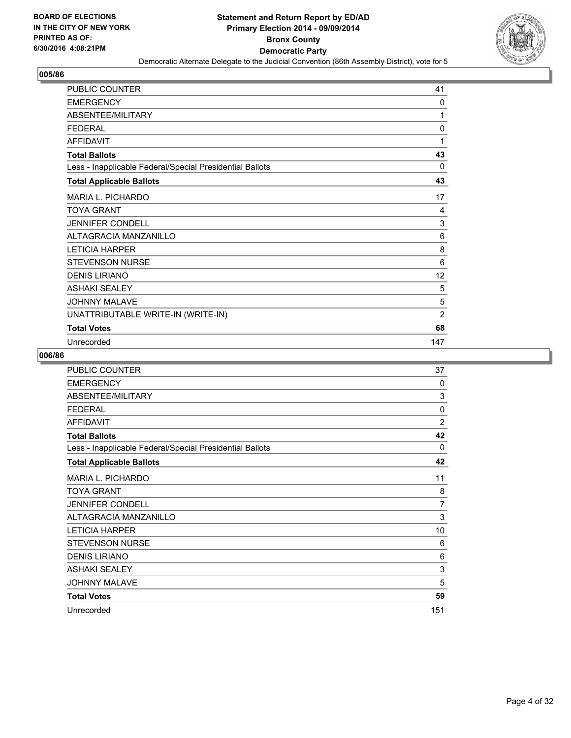## 005/86

| | |
|---|---|
| PUBLIC COUNTER | 41 |
| EMERGENCY | 0 |
| ABSENTEE/MILITARY | 1 |
| FEDERAL | 0 |
| AFFIDAVIT | 1 |
| **Total Ballots** | **43** |
| Less - Inapplicable Federal/Special Presidential Ballots | 0 |
| **Total Applicable Ballots** | **43** |
| MARIA L. PICHARDO | 17 |
| TOYA GRANT | 4 |
| JENNIFER CONDELL | 3 |
| ALTAGRACIA MANZANILLO | 6 |
| LETICIA HARPER | 8 |
| STEVENSON NURSE | 6 |
| DENIS LIRIANO | 12 |
| ASHAKI SEALEY | 5 |
| JOHNNY MALAVE | 5 |
| UNATTRIBUTABLE WRITE-IN (WRITE-IN) | 2 |
| **Total Votes** | **68** |
| Unrecorded | 147 |

## 006/86

| | |
|---|---|
| PUBLIC COUNTER | 37 |
| EMERGENCY | 0 |
| ABSENTEE/MILITARY | 3 |
| FEDERAL | 0 |
| AFFIDAVIT | 2 |
| **Total Ballots** | **42** |
| Less - Inapplicable Federal/Special Presidential Ballots | 0 |
| **Total Applicable Ballots** | **42** |
| MARIA L. PICHARDO | 11 |
| TOYA GRANT | 8 |
| JENNIFER CONDELL | 7 |
| ALTAGRACIA MANZANILLO | 3 |
| LETICIA HARPER | 10 |
| STEVENSON NURSE | 6 |
| DENIS LIRIANO | 6 |
| ASHAKI SEALEY | 3 |
| JOHNNY MALAVE | 5 |
| **Total Votes** | **59** |
| Unrecorded | 151 |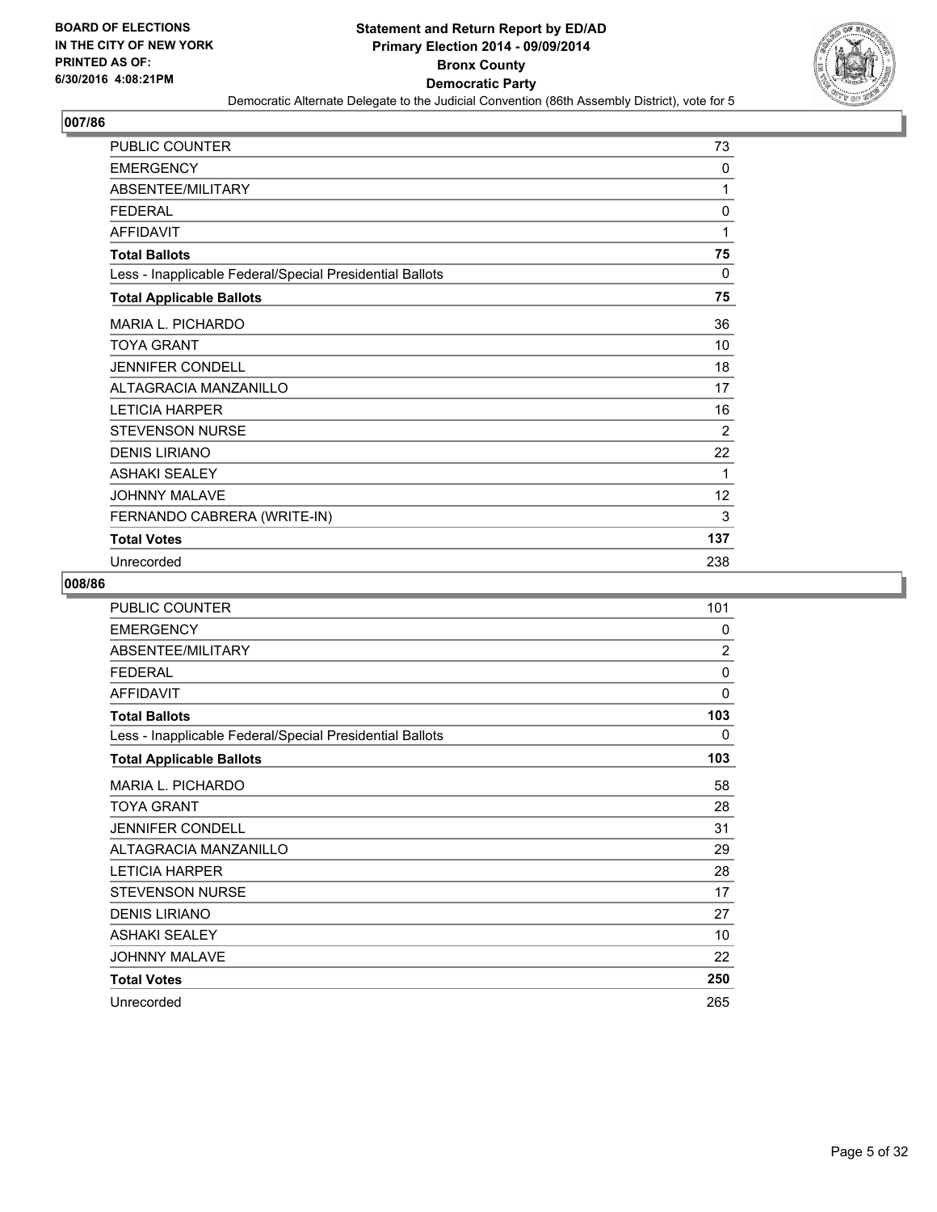**BOARD OF ELECTIONS IN THE CITY OF NEW YORK PRINTED AS OF: 6/30/2016 4:08:21PM**

# Statement and Return Report by ED/AD
## Primary Election 2014 - 09/09/2014
## Bronx County
## Democratic Party
### Democratic Alternate Delegate to the Judicial Convention (86th Assembly District), vote for 5

### 007/86

| | |
|---|---|
| PUBLIC COUNTER | 73 |
| EMERGENCY | 0 |
| ABSENTEE/MILITARY | 1 |
| FEDERAL | 0 |
| AFFIDAVIT | 1 |
| **Total Ballots** | **75** |
| Less - Inapplicable Federal/Special Presidential Ballots | 0 |
| **Total Applicable Ballots** | **75** |
| MARIA L. PICHARDO | 36 |
| TOYA GRANT | 10 |
| JENNIFER CONDELL | 18 |
| ALTAGRACIA MANZANILLO | 17 |
| LETICIA HARPER | 16 |
| STEVENSON NURSE | 2 |
| DENIS LIRIANO | 22 |
| ASHAKI SEALEY | 1 |
| JOHNNY MALAVE | 12 |
| FERNANDO CABRERA (WRITE-IN) | 3 |
| **Total Votes** | **137** |
| Unrecorded | 238 |

### 008/86

| | |
|---|---|
| PUBLIC COUNTER | 101 |
| EMERGENCY | 0 |
| ABSENTEE/MILITARY | 2 |
| FEDERAL | 0 |
| AFFIDAVIT | 0 |
| **Total Ballots** | **103** |
| Less - Inapplicable Federal/Special Presidential Ballots | 0 |
| **Total Applicable Ballots** | **103** |
| MARIA L. PICHARDO | 58 |
| TOYA GRANT | 28 |
| JENNIFER CONDELL | 31 |
| ALTAGRACIA MANZANILLO | 29 |
| LETICIA HARPER | 28 |
| STEVENSON NURSE | 17 |
| DENIS LIRIANO | 27 |
| ASHAKI SEALEY | 10 |
| JOHNNY MALAVE | 22 |
| **Total Votes** | **250** |
| Unrecorded | 265 |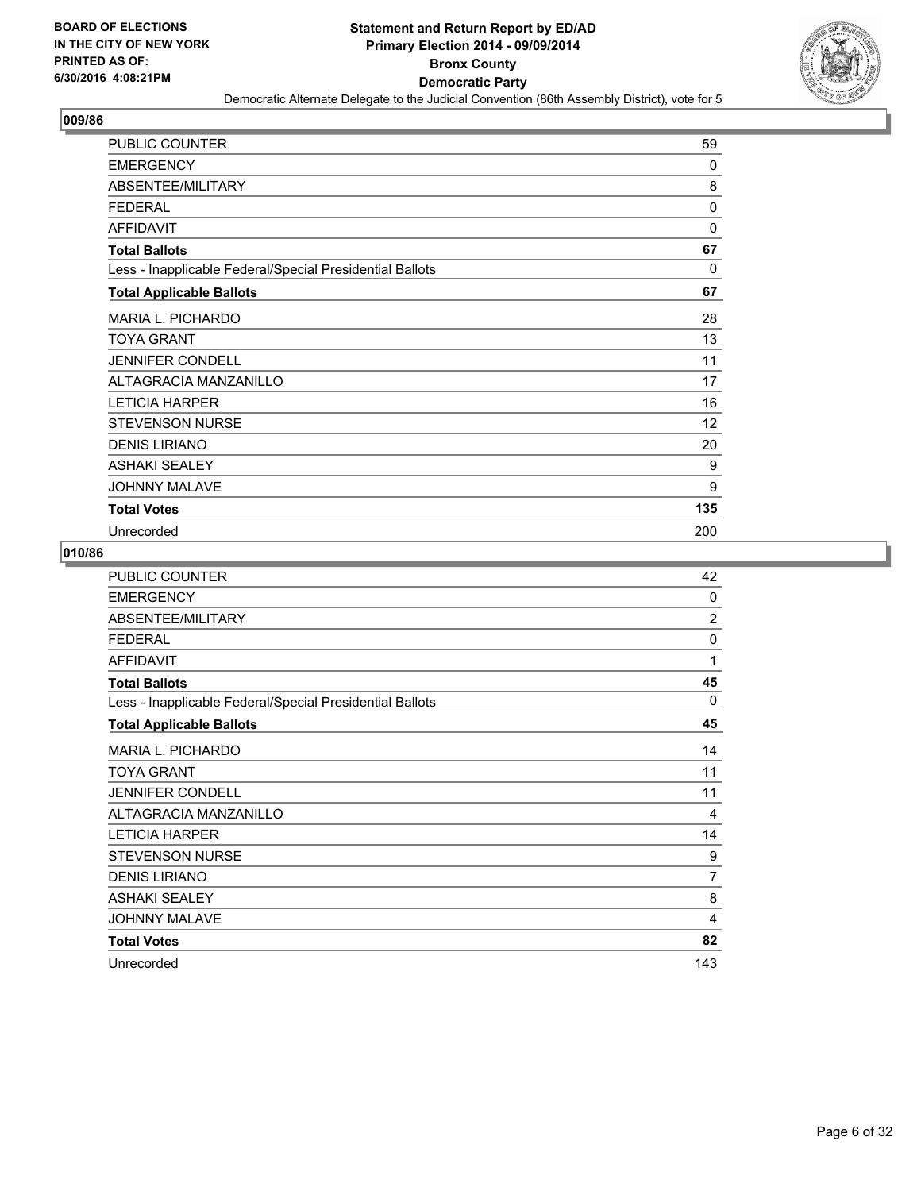BOARD OF ELECTIONS
IN THE CITY OF NEW YORK
PRINTED AS OF:
6/30/2016 4:08:21PM

**Statement and Return Report by ED/AD**
**Primary Election 2014 - 09/09/2014**
**Bronx County**
**Democratic Party**
Democratic Alternate Delegate to the Judicial Convention (86th Assembly District), vote for 5

## 009/86

| | |
|---|---|
| PUBLIC COUNTER | 59 |
| EMERGENCY | 0 |
| ABSENTEE/MILITARY | 8 |
| FEDERAL | 0 |
| AFFIDAVIT | 0 |
| **Total Ballots** | **67** |
| Less - Inapplicable Federal/Special Presidential Ballots | 0 |
| **Total Applicable Ballots** | **67** |
| MARIA L. PICHARDO | 28 |
| TOYA GRANT | 13 |
| JENNIFER CONDELL | 11 |
| ALTAGRACIA MANZANILLO | 17 |
| LETICIA HARPER | 16 |
| STEVENSON NURSE | 12 |
| DENIS LIRIANO | 20 |
| ASHAKI SEALEY | 9 |
| JOHNNY MALAVE | 9 |
| **Total Votes** | **135** |
| Unrecorded | 200 |

## 010/86

| | |
|---|---|
| PUBLIC COUNTER | 42 |
| EMERGENCY | 0 |
| ABSENTEE/MILITARY | 2 |
| FEDERAL | 0 |
| AFFIDAVIT | 1 |
| **Total Ballots** | **45** |
| Less - Inapplicable Federal/Special Presidential Ballots | 0 |
| **Total Applicable Ballots** | **45** |
| MARIA L. PICHARDO | 14 |
| TOYA GRANT | 11 |
| JENNIFER CONDELL | 11 |
| ALTAGRACIA MANZANILLO | 4 |
| LETICIA HARPER | 14 |
| STEVENSON NURSE | 9 |
| DENIS LIRIANO | 7 |
| ASHAKI SEALEY | 8 |
| JOHNNY MALAVE | 4 |
| **Total Votes** | **82** |
| Unrecorded | 143 |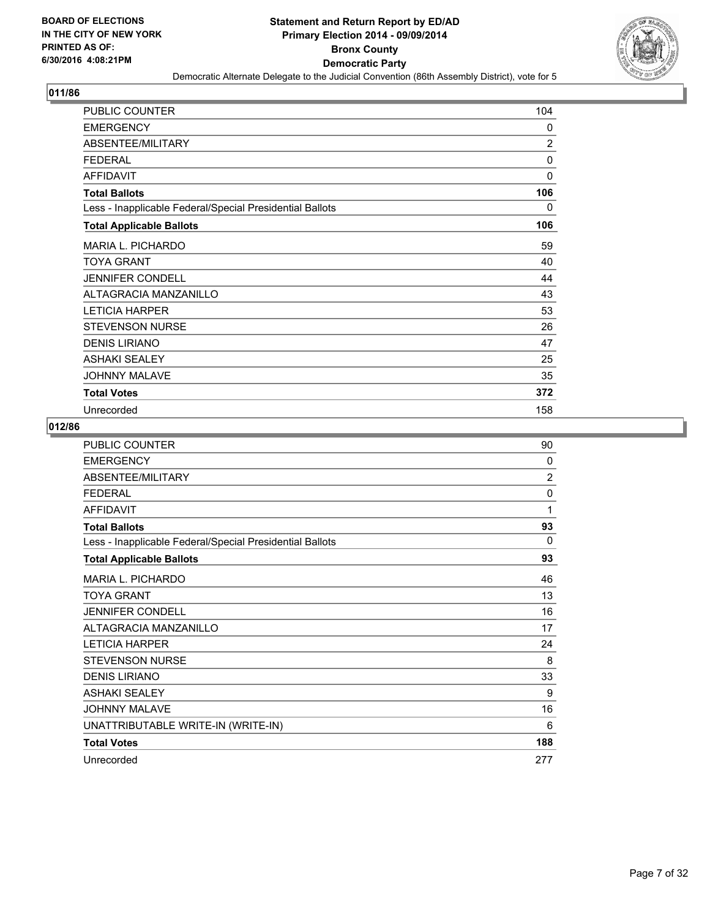**Statement and Return Report by ED/AD**
**Primary Election 2014 - 09/09/2014**
**Bronx County**
**Democratic Party**
Democratic Alternate Delegate to the Judicial Convention (86th Assembly District), vote for 5

BOARD OF ELECTIONS IN THE CITY OF NEW YORK PRINTED AS OF: 6/30/2016 4:08:21PM

## 011/86

| | |
|---|---|
| PUBLIC COUNTER | 104 |
| EMERGENCY | 0 |
| ABSENTEE/MILITARY | 2 |
| FEDERAL | 0 |
| AFFIDAVIT | 0 |
| **Total Ballots** | **106** |
| Less - Inapplicable Federal/Special Presidential Ballots | 0 |
| **Total Applicable Ballots** | **106** |
| MARIA L. PICHARDO | 59 |
| TOYA GRANT | 40 |
| JENNIFER CONDELL | 44 |
| ALTAGRACIA MANZANILLO | 43 |
| LETICIA HARPER | 53 |
| STEVENSON NURSE | 26 |
| DENIS LIRIANO | 47 |
| ASHAKI SEALEY | 25 |
| JOHNNY MALAVE | 35 |
| **Total Votes** | **372** |
| Unrecorded | 158 |

## 012/86

| | |
|---|---|
| PUBLIC COUNTER | 90 |
| EMERGENCY | 0 |
| ABSENTEE/MILITARY | 2 |
| FEDERAL | 0 |
| AFFIDAVIT | 1 |
| **Total Ballots** | **93** |
| Less - Inapplicable Federal/Special Presidential Ballots | 0 |
| **Total Applicable Ballots** | **93** |
| MARIA L. PICHARDO | 46 |
| TOYA GRANT | 13 |
| JENNIFER CONDELL | 16 |
| ALTAGRACIA MANZANILLO | 17 |
| LETICIA HARPER | 24 |
| STEVENSON NURSE | 8 |
| DENIS LIRIANO | 33 |
| ASHAKI SEALEY | 9 |
| JOHNNY MALAVE | 16 |
| UNATTRIBUTABLE WRITE-IN (WRITE-IN) | 6 |
| **Total Votes** | **188** |
| Unrecorded | 277 |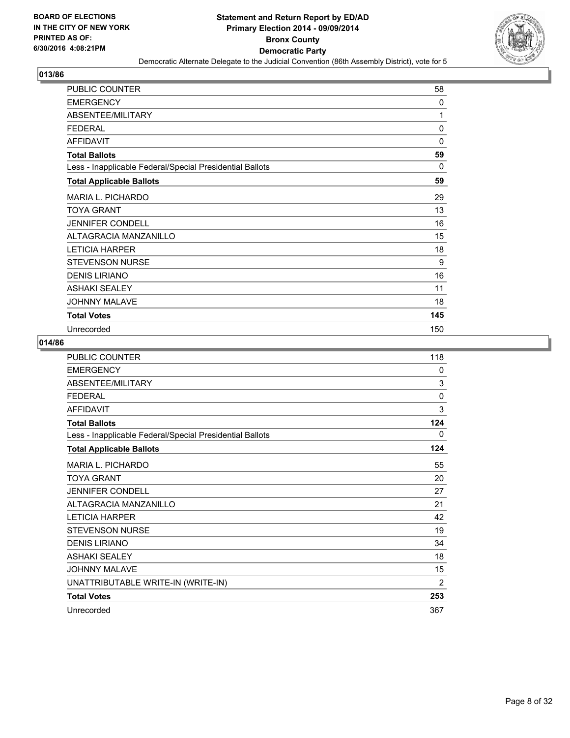**BOARD OF ELECTIONS IN THE CITY OF NEW YORK PRINTED AS OF: 6/30/2016 4:08:21PM**

# Statement and Return Report by ED/AD
## Primary Election 2014 - 09/09/2014
## Bronx County
## Democratic Party
### Democratic Alternate Delegate to the Judicial Convention (86th Assembly District), vote for 5

### 013/86

| | |
|---|---|
| PUBLIC COUNTER | 58 |
| EMERGENCY | 0 |
| ABSENTEE/MILITARY | 1 |
| FEDERAL | 0 |
| AFFIDAVIT | 0 |
| **Total Ballots** | **59** |
| Less - Inapplicable Federal/Special Presidential Ballots | 0 |
| **Total Applicable Ballots** | **59** |
| MARIA L. PICHARDO | 29 |
| TOYA GRANT | 13 |
| JENNIFER CONDELL | 16 |
| ALTAGRACIA MANZANILLO | 15 |
| LETICIA HARPER | 18 |
| STEVENSON NURSE | 9 |
| DENIS LIRIANO | 16 |
| ASHAKI SEALEY | 11 |
| JOHNNY MALAVE | 18 |
| **Total Votes** | **145** |
| Unrecorded | 150 |

### 014/86

| | |
|---|---|
| PUBLIC COUNTER | 118 |
| EMERGENCY | 0 |
| ABSENTEE/MILITARY | 3 |
| FEDERAL | 0 |
| AFFIDAVIT | 3 |
| **Total Ballots** | **124** |
| Less - Inapplicable Federal/Special Presidential Ballots | 0 |
| **Total Applicable Ballots** | **124** |
| MARIA L. PICHARDO | 55 |
| TOYA GRANT | 20 |
| JENNIFER CONDELL | 27 |
| ALTAGRACIA MANZANILLO | 21 |
| LETICIA HARPER | 42 |
| STEVENSON NURSE | 19 |
| DENIS LIRIANO | 34 |
| ASHAKI SEALEY | 18 |
| JOHNNY MALAVE | 15 |
| UNATTRIBUTABLE WRITE-IN (WRITE-IN) | 2 |
| **Total Votes** | **253** |
| Unrecorded | 367 |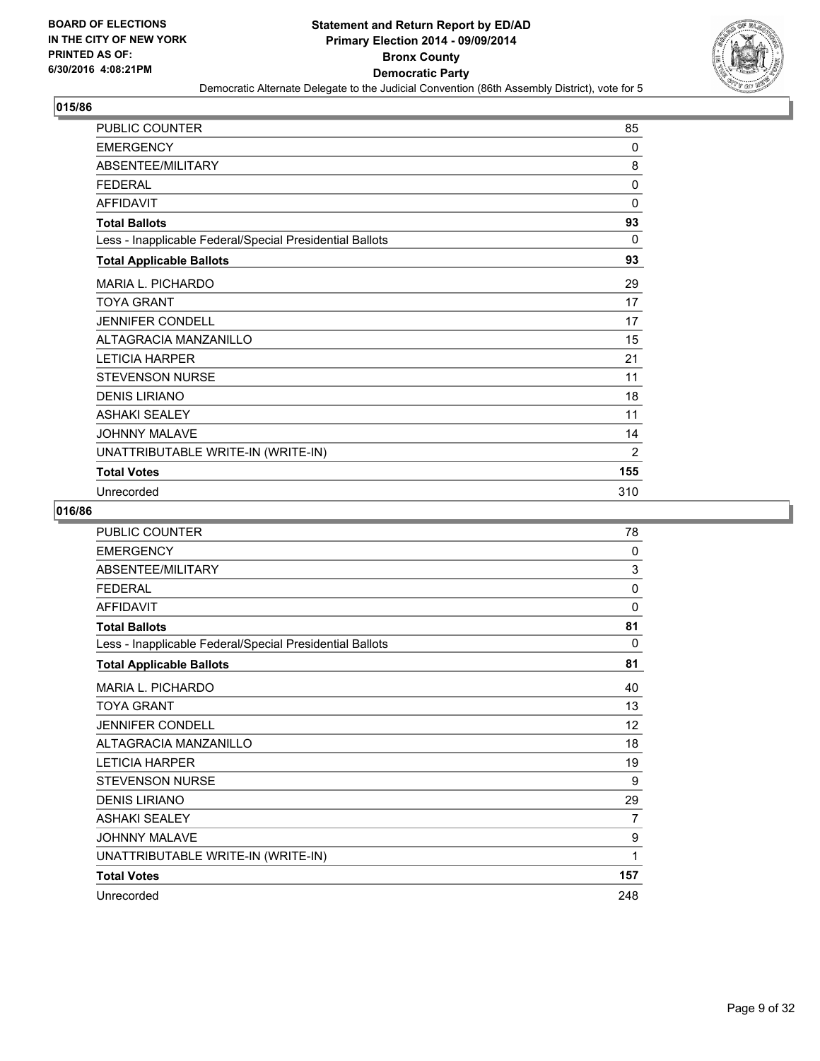BOARD OF ELECTIONS
IN THE CITY OF NEW YORK
PRINTED AS OF:
6/30/2016 4:08:21PM

**Statement and Return Report by ED/AD**
**Primary Election 2014 - 09/09/2014**
**Bronx County**
**Democratic Party**
Democratic Alternate Delegate to the Judicial Convention (86th Assembly District), vote for 5

## 015/86

| | |
|---|---|
| PUBLIC COUNTER | 85 |
| EMERGENCY | 0 |
| ABSENTEE/MILITARY | 8 |
| FEDERAL | 0 |
| AFFIDAVIT | 0 |
| **Total Ballots** | **93** |
| Less - Inapplicable Federal/Special Presidential Ballots | 0 |
| **Total Applicable Ballots** | **93** |
| MARIA L. PICHARDO | 29 |
| TOYA GRANT | 17 |
| JENNIFER CONDELL | 17 |
| ALTAGRACIA MANZANILLO | 15 |
| LETICIA HARPER | 21 |
| STEVENSON NURSE | 11 |
| DENIS LIRIANO | 18 |
| ASHAKI SEALEY | 11 |
| JOHNNY MALAVE | 14 |
| UNATTRIBUTABLE WRITE-IN (WRITE-IN) | 2 |
| **Total Votes** | **155** |
| Unrecorded | 310 |

## 016/86

| | |
|---|---|
| PUBLIC COUNTER | 78 |
| EMERGENCY | 0 |
| ABSENTEE/MILITARY | 3 |
| FEDERAL | 0 |
| AFFIDAVIT | 0 |
| **Total Ballots** | **81** |
| Less - Inapplicable Federal/Special Presidential Ballots | 0 |
| **Total Applicable Ballots** | **81** |
| MARIA L. PICHARDO | 40 |
| TOYA GRANT | 13 |
| JENNIFER CONDELL | 12 |
| ALTAGRACIA MANZANILLO | 18 |
| LETICIA HARPER | 19 |
| STEVENSON NURSE | 9 |
| DENIS LIRIANO | 29 |
| ASHAKI SEALEY | 7 |
| JOHNNY MALAVE | 9 |
| UNATTRIBUTABLE WRITE-IN (WRITE-IN) | 1 |
| **Total Votes** | **157** |
| Unrecorded | 248 |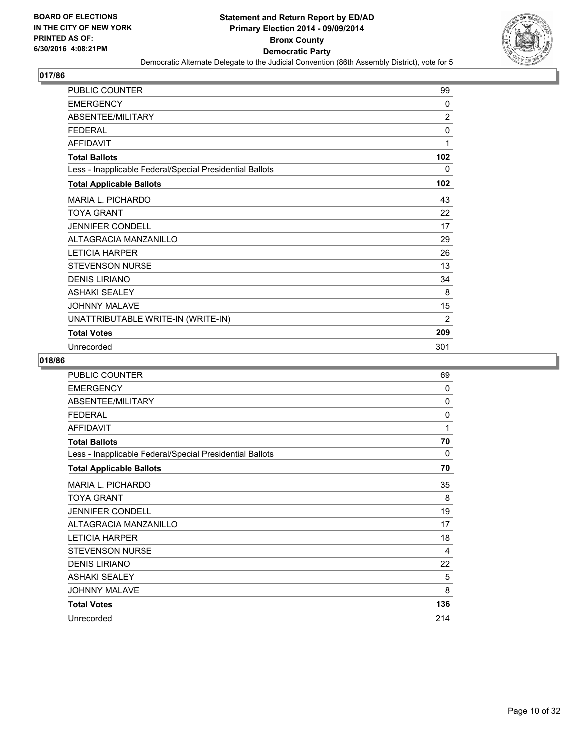BOARD OF ELECTIONS
IN THE CITY OF NEW YORK
PRINTED AS OF:
6/30/2016 4:08:21PM

**Statement and Return Report by ED/AD**
**Primary Election 2014 - 09/09/2014**
**Bronx County**
**Democratic Party**
Democratic Alternate Delegate to the Judicial Convention (86th Assembly District), vote for 5

## 017/86

| | |
|---|---|
| PUBLIC COUNTER | 99 |
| EMERGENCY | 0 |
| ABSENTEE/MILITARY | 2 |
| FEDERAL | 0 |
| AFFIDAVIT | 1 |
| **Total Ballots** | **102** |
| Less - Inapplicable Federal/Special Presidential Ballots | 0 |
| **Total Applicable Ballots** | **102** |
| MARIA L. PICHARDO | 43 |
| TOYA GRANT | 22 |
| JENNIFER CONDELL | 17 |
| ALTAGRACIA MANZANILLO | 29 |
| LETICIA HARPER | 26 |
| STEVENSON NURSE | 13 |
| DENIS LIRIANO | 34 |
| ASHAKI SEALEY | 8 |
| JOHNNY MALAVE | 15 |
| UNATTRIBUTABLE WRITE-IN (WRITE-IN) | 2 |
| **Total Votes** | **209** |
| Unrecorded | 301 |

## 018/86

| | |
|---|---|
| PUBLIC COUNTER | 69 |
| EMERGENCY | 0 |
| ABSENTEE/MILITARY | 0 |
| FEDERAL | 0 |
| AFFIDAVIT | 1 |
| **Total Ballots** | **70** |
| Less - Inapplicable Federal/Special Presidential Ballots | 0 |
| **Total Applicable Ballots** | **70** |
| MARIA L. PICHARDO | 35 |
| TOYA GRANT | 8 |
| JENNIFER CONDELL | 19 |
| ALTAGRACIA MANZANILLO | 17 |
| LETICIA HARPER | 18 |
| STEVENSON NURSE | 4 |
| DENIS LIRIANO | 22 |
| ASHAKI SEALEY | 5 |
| JOHNNY MALAVE | 8 |
| **Total Votes** | **136** |
| Unrecorded | 214 |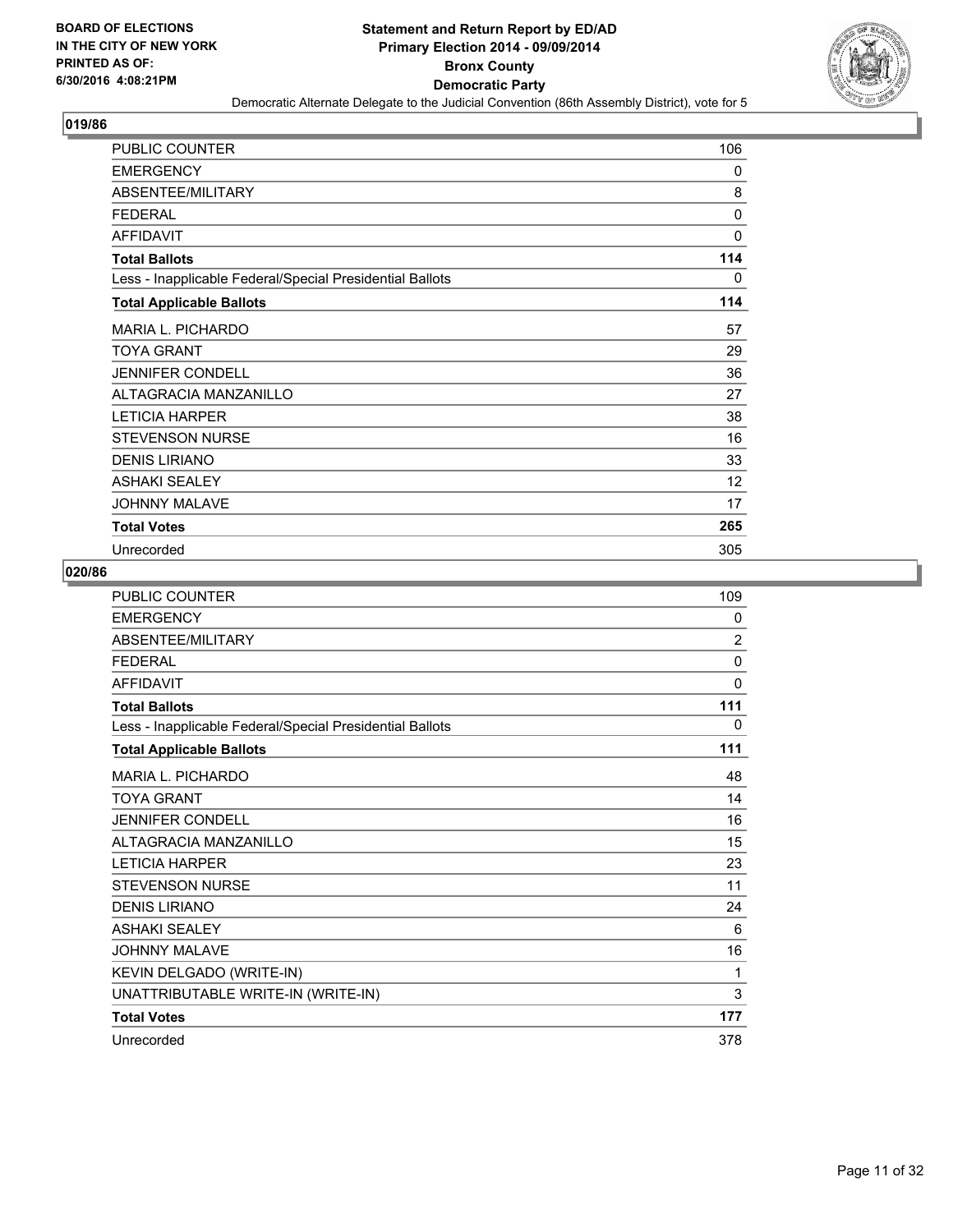**BOARD OF ELECTIONS IN THE CITY OF NEW YORK PRINTED AS OF: 6/30/2016 4:08:21PM**

# Statement and Return Report by ED/AD
## Primary Election 2014 - 09/09/2014
## Bronx County
## Democratic Party
### Democratic Alternate Delegate to the Judicial Convention (86th Assembly District), vote for 5

**019/86**

| | |
|---|---|
| PUBLIC COUNTER | 106 |
| EMERGENCY | 0 |
| ABSENTEE/MILITARY | 8 |
| FEDERAL | 0 |
| AFFIDAVIT | 0 |
| **Total Ballots** | **114** |
| Less - Inapplicable Federal/Special Presidential Ballots | 0 |
| **Total Applicable Ballots** | **114** |
| MARIA L. PICHARDO | 57 |
| TOYA GRANT | 29 |
| JENNIFER CONDELL | 36 |
| ALTAGRACIA MANZANILLO | 27 |
| LETICIA HARPER | 38 |
| STEVENSON NURSE | 16 |
| DENIS LIRIANO | 33 |
| ASHAKI SEALEY | 12 |
| JOHNNY MALAVE | 17 |
| **Total Votes** | **265** |
| Unrecorded | 305 |

**020/86**

| | |
|---|---|
| PUBLIC COUNTER | 109 |
| EMERGENCY | 0 |
| ABSENTEE/MILITARY | 2 |
| FEDERAL | 0 |
| AFFIDAVIT | 0 |
| **Total Ballots** | **111** |
| Less - Inapplicable Federal/Special Presidential Ballots | 0 |
| **Total Applicable Ballots** | **111** |
| MARIA L. PICHARDO | 48 |
| TOYA GRANT | 14 |
| JENNIFER CONDELL | 16 |
| ALTAGRACIA MANZANILLO | 15 |
| LETICIA HARPER | 23 |
| STEVENSON NURSE | 11 |
| DENIS LIRIANO | 24 |
| ASHAKI SEALEY | 6 |
| JOHNNY MALAVE | 16 |
| KEVIN DELGADO (WRITE-IN) | 1 |
| UNATTRIBUTABLE WRITE-IN (WRITE-IN) | 3 |
| **Total Votes** | **177** |
| Unrecorded | 378 |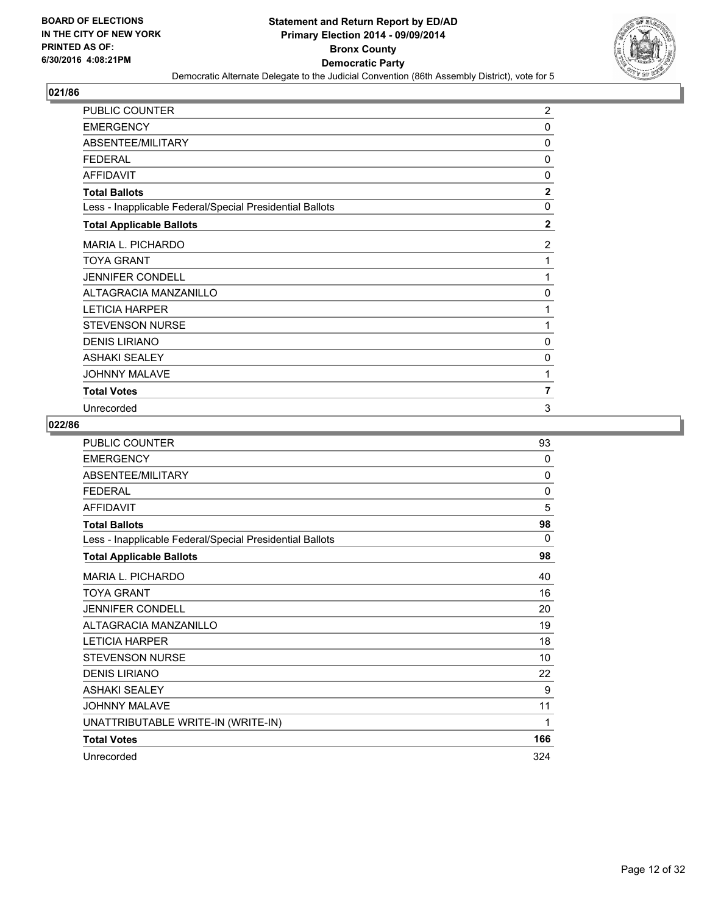## 021/86

| | |
|---|---|
| PUBLIC COUNTER | 2 |
| EMERGENCY | 0 |
| ABSENTEE/MILITARY | 0 |
| FEDERAL | 0 |
| AFFIDAVIT | 0 |
| **Total Ballots** | **2** |
| Less - Inapplicable Federal/Special Presidential Ballots | 0 |
| **Total Applicable Ballots** | **2** |
| MARIA L. PICHARDO | 2 |
| TOYA GRANT | 1 |
| JENNIFER CONDELL | 1 |
| ALTAGRACIA MANZANILLO | 0 |
| LETICIA HARPER | 1 |
| STEVENSON NURSE | 1 |
| DENIS LIRIANO | 0 |
| ASHAKI SEALEY | 0 |
| JOHNNY MALAVE | 1 |
| **Total Votes** | **7** |
| Unrecorded | 3 |

## 022/86

| | |
|---|---|
| PUBLIC COUNTER | 93 |
| EMERGENCY | 0 |
| ABSENTEE/MILITARY | 0 |
| FEDERAL | 0 |
| AFFIDAVIT | 5 |
| **Total Ballots** | **98** |
| Less - Inapplicable Federal/Special Presidential Ballots | 0 |
| **Total Applicable Ballots** | **98** |
| MARIA L. PICHARDO | 40 |
| TOYA GRANT | 16 |
| JENNIFER CONDELL | 20 |
| ALTAGRACIA MANZANILLO | 19 |
| LETICIA HARPER | 18 |
| STEVENSON NURSE | 10 |
| DENIS LIRIANO | 22 |
| ASHAKI SEALEY | 9 |
| JOHNNY MALAVE | 11 |
| UNATTRIBUTABLE WRITE-IN (WRITE-IN) | 1 |
| **Total Votes** | **166** |
| Unrecorded | 324 |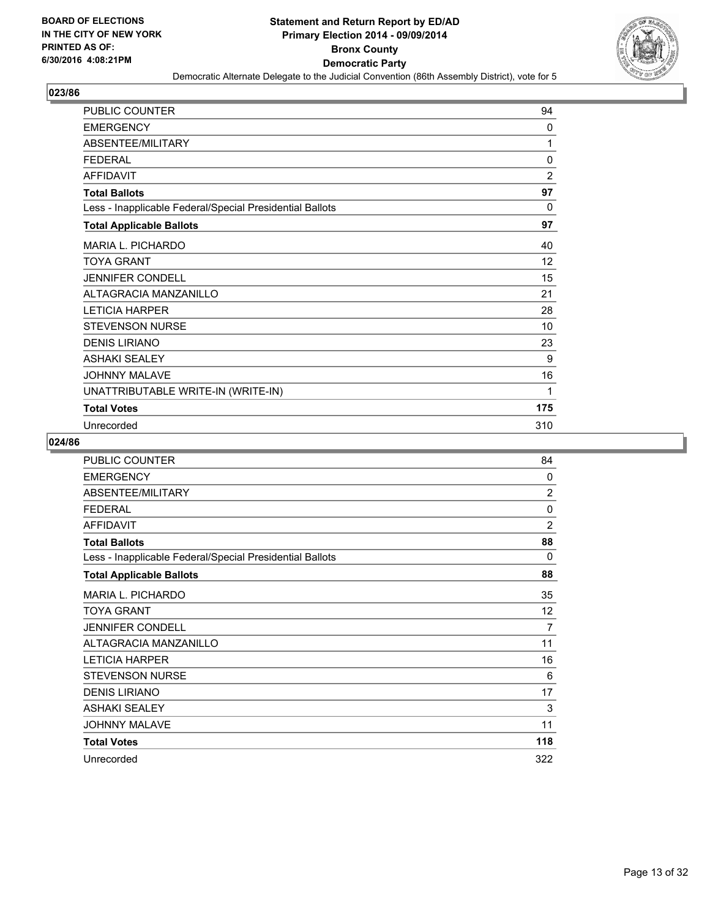**BOARD OF ELECTIONS IN THE CITY OF NEW YORK PRINTED AS OF: 6/30/2016 4:08:21PM**

# Statement and Return Report by ED/AD
## Primary Election 2014 - 09/09/2014
## Bronx County
## Democratic Party
### Democratic Alternate Delegate to the Judicial Convention (86th Assembly District), vote for 5

### 023/86

| | |
|---|---|
| PUBLIC COUNTER | 94 |
| EMERGENCY | 0 |
| ABSENTEE/MILITARY | 1 |
| FEDERAL | 0 |
| AFFIDAVIT | 2 |
| **Total Ballots** | **97** |
| Less - Inapplicable Federal/Special Presidential Ballots | 0 |
| **Total Applicable Ballots** | **97** |
| MARIA L. PICHARDO | 40 |
| TOYA GRANT | 12 |
| JENNIFER CONDELL | 15 |
| ALTAGRACIA MANZANILLO | 21 |
| LETICIA HARPER | 28 |
| STEVENSON NURSE | 10 |
| DENIS LIRIANO | 23 |
| ASHAKI SEALEY | 9 |
| JOHNNY MALAVE | 16 |
| UNATTRIBUTABLE WRITE-IN (WRITE-IN) | 1 |
| **Total Votes** | **175** |
| Unrecorded | 310 |

### 024/86

| | |
|---|---|
| PUBLIC COUNTER | 84 |
| EMERGENCY | 0 |
| ABSENTEE/MILITARY | 2 |
| FEDERAL | 0 |
| AFFIDAVIT | 2 |
| **Total Ballots** | **88** |
| Less - Inapplicable Federal/Special Presidential Ballots | 0 |
| **Total Applicable Ballots** | **88** |
| MARIA L. PICHARDO | 35 |
| TOYA GRANT | 12 |
| JENNIFER CONDELL | 7 |
| ALTAGRACIA MANZANILLO | 11 |
| LETICIA HARPER | 16 |
| STEVENSON NURSE | 6 |
| DENIS LIRIANO | 17 |
| ASHAKI SEALEY | 3 |
| JOHNNY MALAVE | 11 |
| **Total Votes** | **118** |
| Unrecorded | 322 |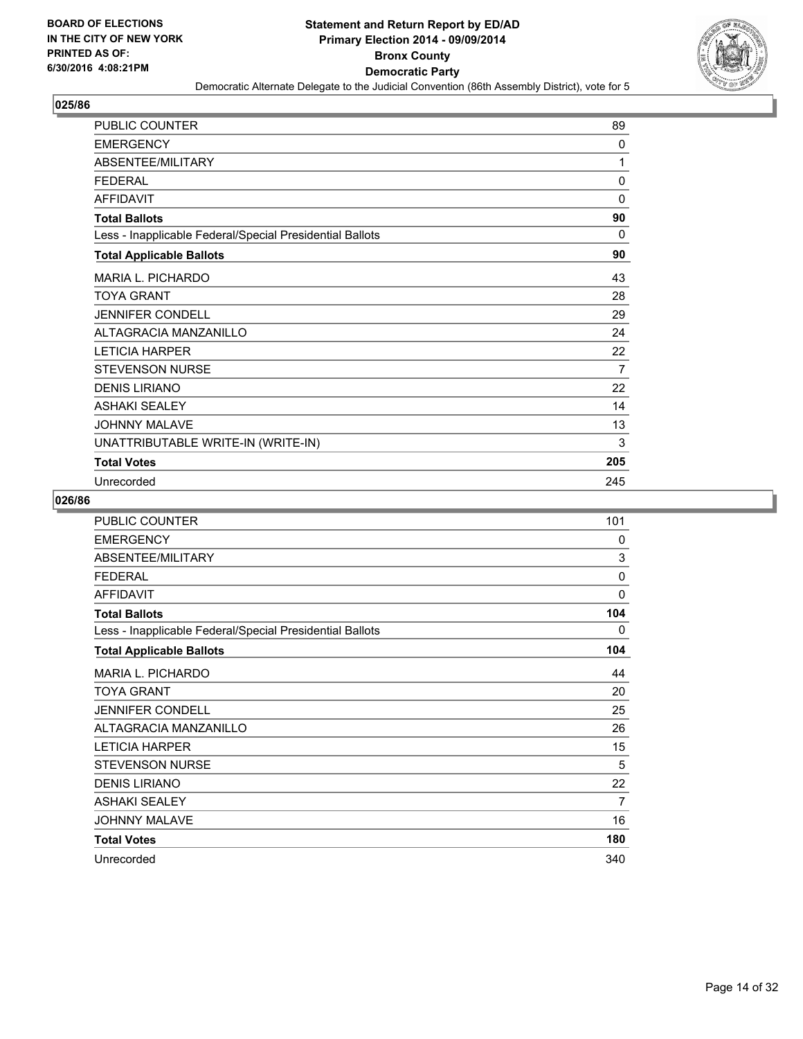**BOARD OF ELECTIONS IN THE CITY OF NEW YORK PRINTED AS OF: 6/30/2016 4:08:21PM**

# Statement and Return Report by ED/AD
## Primary Election 2014 - 09/09/2014
## Bronx County
## Democratic Party
### Democratic Alternate Delegate to the Judicial Convention (86th Assembly District), vote for 5

### 025/86

| | |
|---|---|
| PUBLIC COUNTER | 89 |
| EMERGENCY | 0 |
| ABSENTEE/MILITARY | 1 |
| FEDERAL | 0 |
| AFFIDAVIT | 0 |
| **Total Ballots** | **90** |
| Less - Inapplicable Federal/Special Presidential Ballots | 0 |
| **Total Applicable Ballots** | **90** |
| MARIA L. PICHARDO | 43 |
| TOYA GRANT | 28 |
| JENNIFER CONDELL | 29 |
| ALTAGRACIA MANZANILLO | 24 |
| LETICIA HARPER | 22 |
| STEVENSON NURSE | 7 |
| DENIS LIRIANO | 22 |
| ASHAKI SEALEY | 14 |
| JOHNNY MALAVE | 13 |
| UNATTRIBUTABLE WRITE-IN (WRITE-IN) | 3 |
| **Total Votes** | **205** |
| Unrecorded | 245 |

### 026/86

| | |
|---|---|
| PUBLIC COUNTER | 101 |
| EMERGENCY | 0 |
| ABSENTEE/MILITARY | 3 |
| FEDERAL | 0 |
| AFFIDAVIT | 0 |
| **Total Ballots** | **104** |
| Less - Inapplicable Federal/Special Presidential Ballots | 0 |
| **Total Applicable Ballots** | **104** |
| MARIA L. PICHARDO | 44 |
| TOYA GRANT | 20 |
| JENNIFER CONDELL | 25 |
| ALTAGRACIA MANZANILLO | 26 |
| LETICIA HARPER | 15 |
| STEVENSON NURSE | 5 |
| DENIS LIRIANO | 22 |
| ASHAKI SEALEY | 7 |
| JOHNNY MALAVE | 16 |
| **Total Votes** | **180** |
| Unrecorded | 340 |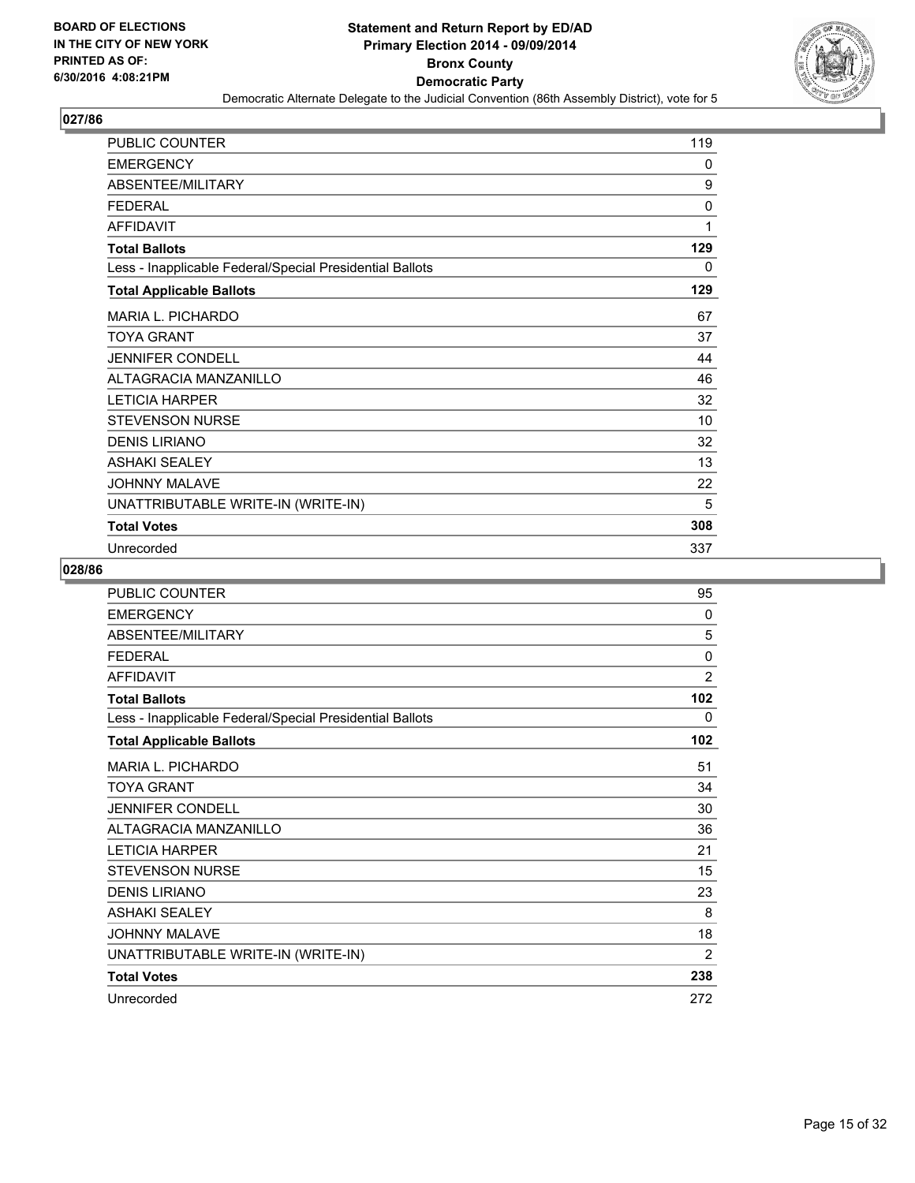BOARD OF ELECTIONS
IN THE CITY OF NEW YORK
PRINTED AS OF:
6/30/2016 4:08:21PM

**Statement and Return Report by ED/AD**
**Primary Election 2014 - 09/09/2014**
**Bronx County**
**Democratic Party**
Democratic Alternate Delegate to the Judicial Convention (86th Assembly District), vote for 5

## 027/86

| | |
|---|---|
| PUBLIC COUNTER | 119 |
| EMERGENCY | 0 |
| ABSENTEE/MILITARY | 9 |
| FEDERAL | 0 |
| AFFIDAVIT | 1 |
| **Total Ballots** | **129** |
| Less - Inapplicable Federal/Special Presidential Ballots | 0 |
| **Total Applicable Ballots** | **129** |
| MARIA L. PICHARDO | 67 |
| TOYA GRANT | 37 |
| JENNIFER CONDELL | 44 |
| ALTAGRACIA MANZANILLO | 46 |
| LETICIA HARPER | 32 |
| STEVENSON NURSE | 10 |
| DENIS LIRIANO | 32 |
| ASHAKI SEALEY | 13 |
| JOHNNY MALAVE | 22 |
| UNATTRIBUTABLE WRITE-IN (WRITE-IN) | 5 |
| **Total Votes** | **308** |
| Unrecorded | 337 |

## 028/86

| | |
|---|---|
| PUBLIC COUNTER | 95 |
| EMERGENCY | 0 |
| ABSENTEE/MILITARY | 5 |
| FEDERAL | 0 |
| AFFIDAVIT | 2 |
| **Total Ballots** | **102** |
| Less - Inapplicable Federal/Special Presidential Ballots | 0 |
| **Total Applicable Ballots** | **102** |
| MARIA L. PICHARDO | 51 |
| TOYA GRANT | 34 |
| JENNIFER CONDELL | 30 |
| ALTAGRACIA MANZANILLO | 36 |
| LETICIA HARPER | 21 |
| STEVENSON NURSE | 15 |
| DENIS LIRIANO | 23 |
| ASHAKI SEALEY | 8 |
| JOHNNY MALAVE | 18 |
| UNATTRIBUTABLE WRITE-IN (WRITE-IN) | 2 |
| **Total Votes** | **238** |
| Unrecorded | 272 |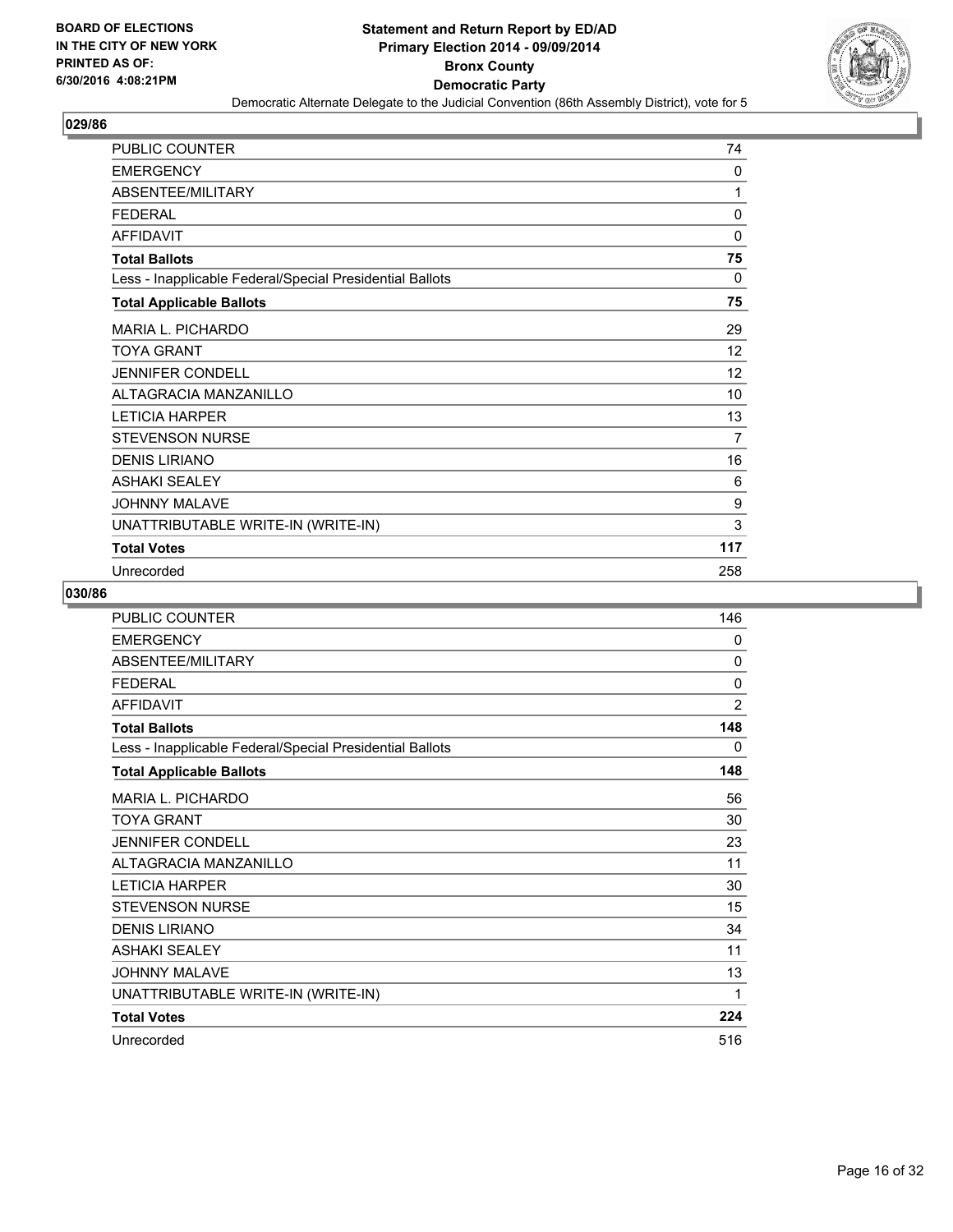BOARD OF ELECTIONS
IN THE CITY OF NEW YORK
PRINTED AS OF:
6/30/2016 4:08:21PM

# Statement and Return Report by ED/AD
## Primary Election 2014 - 09/09/2014
## Bronx County
## Democratic Party

Democratic Alternate Delegate to the Judicial Convention (86th Assembly District), vote for 5

### 029/86

| | |
|---|---|
| PUBLIC COUNTER | 74 |
| EMERGENCY | 0 |
| ABSENTEE/MILITARY | 1 |
| FEDERAL | 0 |
| AFFIDAVIT | 0 |
| **Total Ballots** | **75** |
| Less - Inapplicable Federal/Special Presidential Ballots | 0 |
| **Total Applicable Ballots** | **75** |
| MARIA L. PICHARDO | 29 |
| TOYA GRANT | 12 |
| JENNIFER CONDELL | 12 |
| ALTAGRACIA MANZANILLO | 10 |
| LETICIA HARPER | 13 |
| STEVENSON NURSE | 7 |
| DENIS LIRIANO | 16 |
| ASHAKI SEALEY | 6 |
| JOHNNY MALAVE | 9 |
| UNATTRIBUTABLE WRITE-IN (WRITE-IN) | 3 |
| **Total Votes** | **117** |
| Unrecorded | 258 |

### 030/86

| | |
|---|---|
| PUBLIC COUNTER | 146 |
| EMERGENCY | 0 |
| ABSENTEE/MILITARY | 0 |
| FEDERAL | 0 |
| AFFIDAVIT | 2 |
| **Total Ballots** | **148** |
| Less - Inapplicable Federal/Special Presidential Ballots | 0 |
| **Total Applicable Ballots** | **148** |
| MARIA L. PICHARDO | 56 |
| TOYA GRANT | 30 |
| JENNIFER CONDELL | 23 |
| ALTAGRACIA MANZANILLO | 11 |
| LETICIA HARPER | 30 |
| STEVENSON NURSE | 15 |
| DENIS LIRIANO | 34 |
| ASHAKI SEALEY | 11 |
| JOHNNY MALAVE | 13 |
| UNATTRIBUTABLE WRITE-IN (WRITE-IN) | 1 |
| **Total Votes** | **224** |
| Unrecorded | 516 |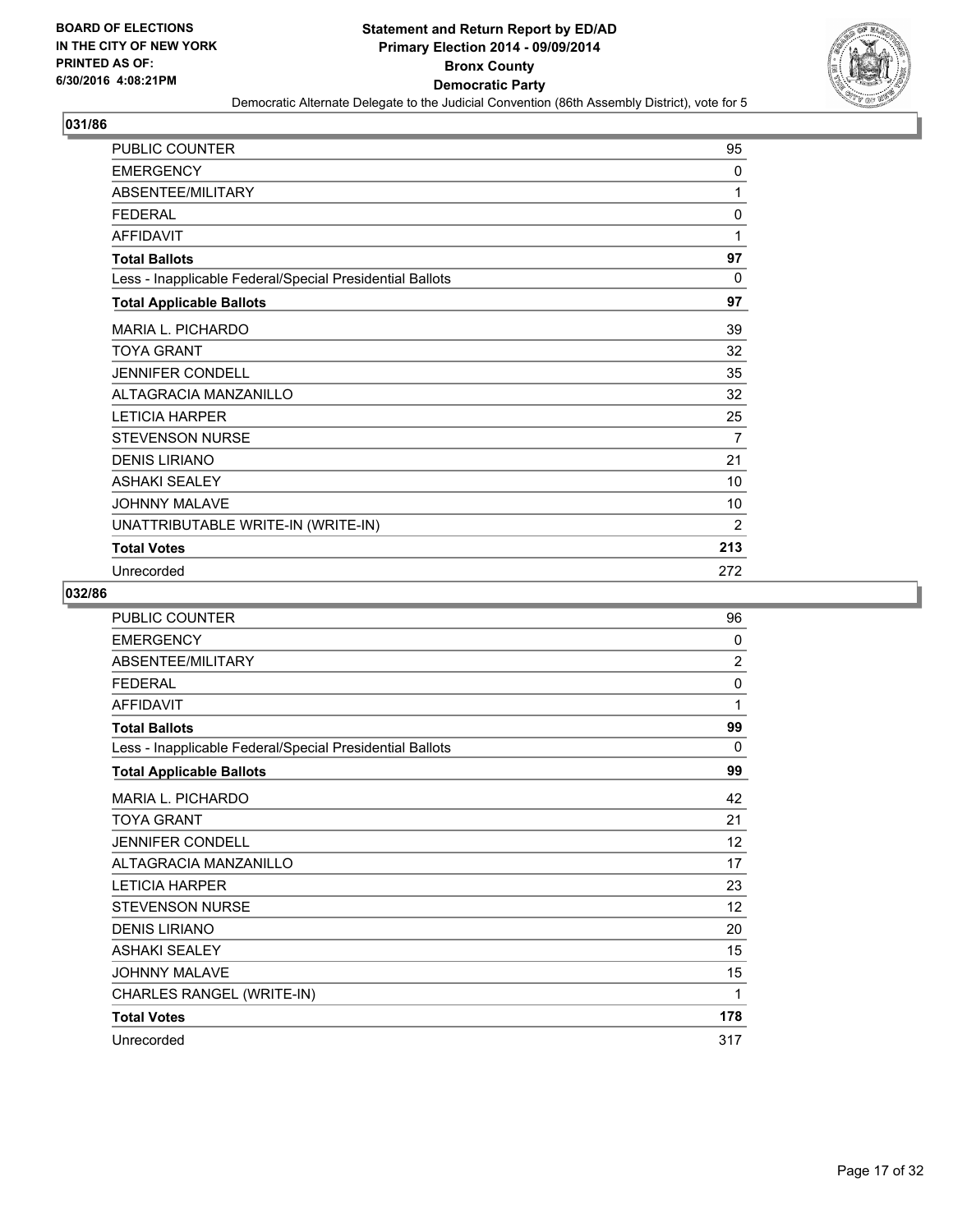BOARD OF ELECTIONS
IN THE CITY OF NEW YORK
PRINTED AS OF:
6/30/2016 4:08:21PM

**Statement and Return Report by ED/AD**
**Primary Election 2014 - 09/09/2014**
**Bronx County**
**Democratic Party**
Democratic Alternate Delegate to the Judicial Convention (86th Assembly District), vote for 5

## 031/86

| | |
|---|---|
| PUBLIC COUNTER | 95 |
| EMERGENCY | 0 |
| ABSENTEE/MILITARY | 1 |
| FEDERAL | 0 |
| AFFIDAVIT | 1 |
| **Total Ballots** | **97** |
| Less - Inapplicable Federal/Special Presidential Ballots | 0 |
| **Total Applicable Ballots** | **97** |
| MARIA L. PICHARDO | 39 |
| TOYA GRANT | 32 |
| JENNIFER CONDELL | 35 |
| ALTAGRACIA MANZANILLO | 32 |
| LETICIA HARPER | 25 |
| STEVENSON NURSE | 7 |
| DENIS LIRIANO | 21 |
| ASHAKI SEALEY | 10 |
| JOHNNY MALAVE | 10 |
| UNATTRIBUTABLE WRITE-IN (WRITE-IN) | 2 |
| **Total Votes** | **213** |
| Unrecorded | 272 |

## 032/86

| | |
|---|---|
| PUBLIC COUNTER | 96 |
| EMERGENCY | 0 |
| ABSENTEE/MILITARY | 2 |
| FEDERAL | 0 |
| AFFIDAVIT | 1 |
| **Total Ballots** | **99** |
| Less - Inapplicable Federal/Special Presidential Ballots | 0 |
| **Total Applicable Ballots** | **99** |
| MARIA L. PICHARDO | 42 |
| TOYA GRANT | 21 |
| JENNIFER CONDELL | 12 |
| ALTAGRACIA MANZANILLO | 17 |
| LETICIA HARPER | 23 |
| STEVENSON NURSE | 12 |
| DENIS LIRIANO | 20 |
| ASHAKI SEALEY | 15 |
| JOHNNY MALAVE | 15 |
| CHARLES RANGEL (WRITE-IN) | 1 |
| **Total Votes** | **178** |
| Unrecorded | 317 |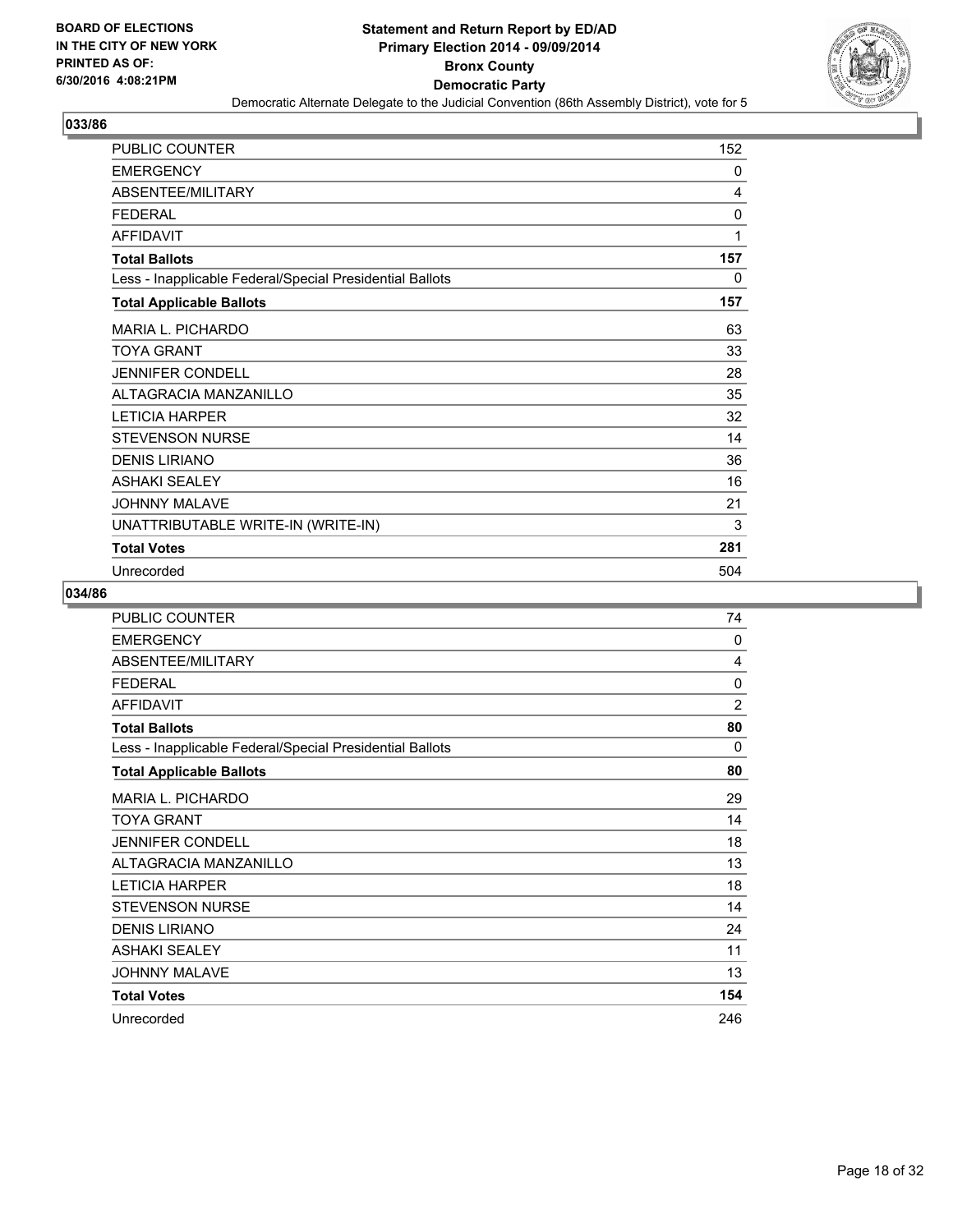## 033/86

| | |
|---|---|
| PUBLIC COUNTER | 152 |
| EMERGENCY | 0 |
| ABSENTEE/MILITARY | 4 |
| FEDERAL | 0 |
| AFFIDAVIT | 1 |
| **Total Ballots** | **157** |
| Less - Inapplicable Federal/Special Presidential Ballots | 0 |
| **Total Applicable Ballots** | **157** |
| MARIA L. PICHARDO | 63 |
| TOYA GRANT | 33 |
| JENNIFER CONDELL | 28 |
| ALTAGRACIA MANZANILLO | 35 |
| LETICIA HARPER | 32 |
| STEVENSON NURSE | 14 |
| DENIS LIRIANO | 36 |
| ASHAKI SEALEY | 16 |
| JOHNNY MALAVE | 21 |
| UNATTRIBUTABLE WRITE-IN (WRITE-IN) | 3 |
| **Total Votes** | **281** |
| Unrecorded | 504 |

## 034/86

| | |
|---|---|
| PUBLIC COUNTER | 74 |
| EMERGENCY | 0 |
| ABSENTEE/MILITARY | 4 |
| FEDERAL | 0 |
| AFFIDAVIT | 2 |
| **Total Ballots** | **80** |
| Less - Inapplicable Federal/Special Presidential Ballots | 0 |
| **Total Applicable Ballots** | **80** |
| MARIA L. PICHARDO | 29 |
| TOYA GRANT | 14 |
| JENNIFER CONDELL | 18 |
| ALTAGRACIA MANZANILLO | 13 |
| LETICIA HARPER | 18 |
| STEVENSON NURSE | 14 |
| DENIS LIRIANO | 24 |
| ASHAKI SEALEY | 11 |
| JOHNNY MALAVE | 13 |
| **Total Votes** | **154** |
| Unrecorded | 246 |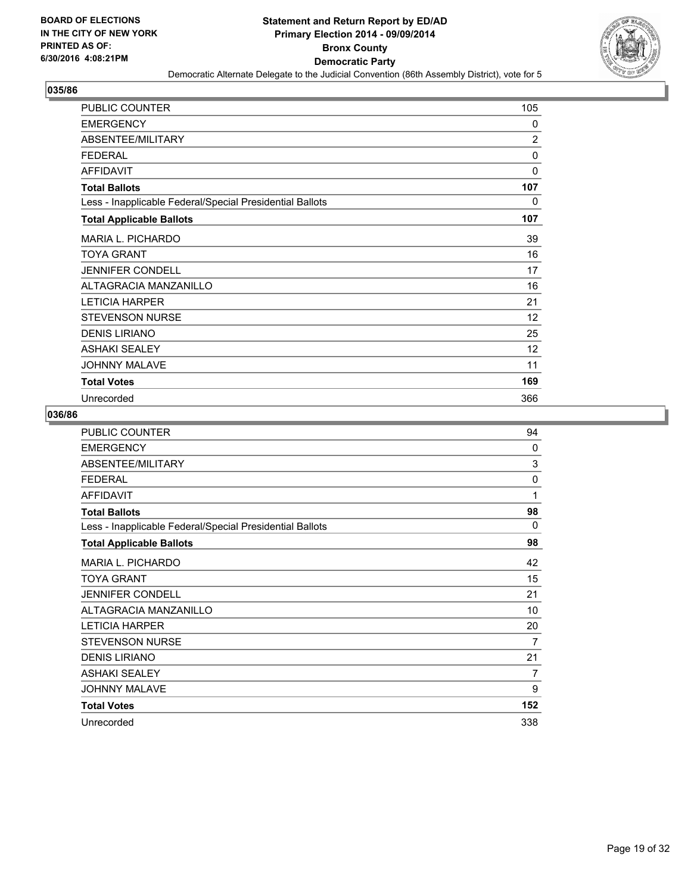BOARD OF ELECTIONS
IN THE CITY OF NEW YORK
PRINTED AS OF:
6/30/2016 4:08:21PM

**Statement and Return Report by ED/AD**
**Primary Election 2014 - 09/09/2014**
**Bronx County**
**Democratic Party**
Democratic Alternate Delegate to the Judicial Convention (86th Assembly District), vote for 5

## 035/86

| | |
|---|---|
| PUBLIC COUNTER | 105 |
| EMERGENCY | 0 |
| ABSENTEE/MILITARY | 2 |
| FEDERAL | 0 |
| AFFIDAVIT | 0 |
| **Total Ballots** | **107** |
| Less - Inapplicable Federal/Special Presidential Ballots | 0 |
| **Total Applicable Ballots** | **107** |
| MARIA L. PICHARDO | 39 |
| TOYA GRANT | 16 |
| JENNIFER CONDELL | 17 |
| ALTAGRACIA MANZANILLO | 16 |
| LETICIA HARPER | 21 |
| STEVENSON NURSE | 12 |
| DENIS LIRIANO | 25 |
| ASHAKI SEALEY | 12 |
| JOHNNY MALAVE | 11 |
| **Total Votes** | **169** |
| Unrecorded | 366 |

## 036/86

| | |
|---|---|
| PUBLIC COUNTER | 94 |
| EMERGENCY | 0 |
| ABSENTEE/MILITARY | 3 |
| FEDERAL | 0 |
| AFFIDAVIT | 1 |
| **Total Ballots** | **98** |
| Less - Inapplicable Federal/Special Presidential Ballots | 0 |
| **Total Applicable Ballots** | **98** |
| MARIA L. PICHARDO | 42 |
| TOYA GRANT | 15 |
| JENNIFER CONDELL | 21 |
| ALTAGRACIA MANZANILLO | 10 |
| LETICIA HARPER | 20 |
| STEVENSON NURSE | 7 |
| DENIS LIRIANO | 21 |
| ASHAKI SEALEY | 7 |
| JOHNNY MALAVE | 9 |
| **Total Votes** | **152** |
| Unrecorded | 338 |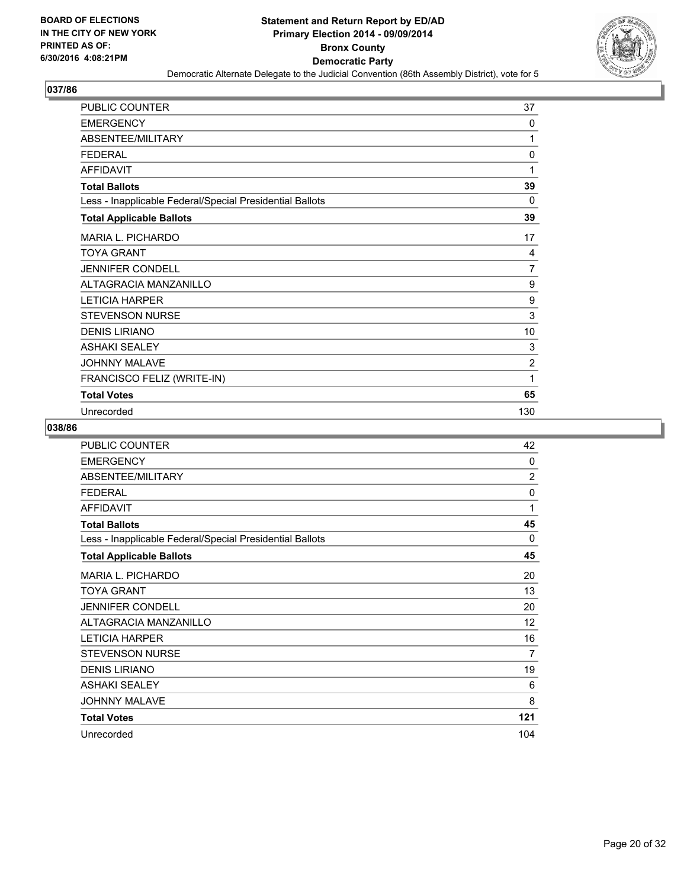BOARD OF ELECTIONS
IN THE CITY OF NEW YORK
PRINTED AS OF:
6/30/2016 4:08:21PM

**Statement and Return Report by ED/AD**
**Primary Election 2014 - 09/09/2014**
**Bronx County**
**Democratic Party**
Democratic Alternate Delegate to the Judicial Convention (86th Assembly District), vote for 5

## 037/86

| | |
|---|---|
| PUBLIC COUNTER | 37 |
| EMERGENCY | 0 |
| ABSENTEE/MILITARY | 1 |
| FEDERAL | 0 |
| AFFIDAVIT | 1 |
| **Total Ballots** | **39** |
| Less - Inapplicable Federal/Special Presidential Ballots | 0 |
| **Total Applicable Ballots** | **39** |
| MARIA L. PICHARDO | 17 |
| TOYA GRANT | 4 |
| JENNIFER CONDELL | 7 |
| ALTAGRACIA MANZANILLO | 9 |
| LETICIA HARPER | 9 |
| STEVENSON NURSE | 3 |
| DENIS LIRIANO | 10 |
| ASHAKI SEALEY | 3 |
| JOHNNY MALAVE | 2 |
| FRANCISCO FELIZ (WRITE-IN) | 1 |
| **Total Votes** | **65** |
| Unrecorded | 130 |

## 038/86

| | |
|---|---|
| PUBLIC COUNTER | 42 |
| EMERGENCY | 0 |
| ABSENTEE/MILITARY | 2 |
| FEDERAL | 0 |
| AFFIDAVIT | 1 |
| **Total Ballots** | **45** |
| Less - Inapplicable Federal/Special Presidential Ballots | 0 |
| **Total Applicable Ballots** | **45** |
| MARIA L. PICHARDO | 20 |
| TOYA GRANT | 13 |
| JENNIFER CONDELL | 20 |
| ALTAGRACIA MANZANILLO | 12 |
| LETICIA HARPER | 16 |
| STEVENSON NURSE | 7 |
| DENIS LIRIANO | 19 |
| ASHAKI SEALEY | 6 |
| JOHNNY MALAVE | 8 |
| **Total Votes** | **121** |
| Unrecorded | 104 |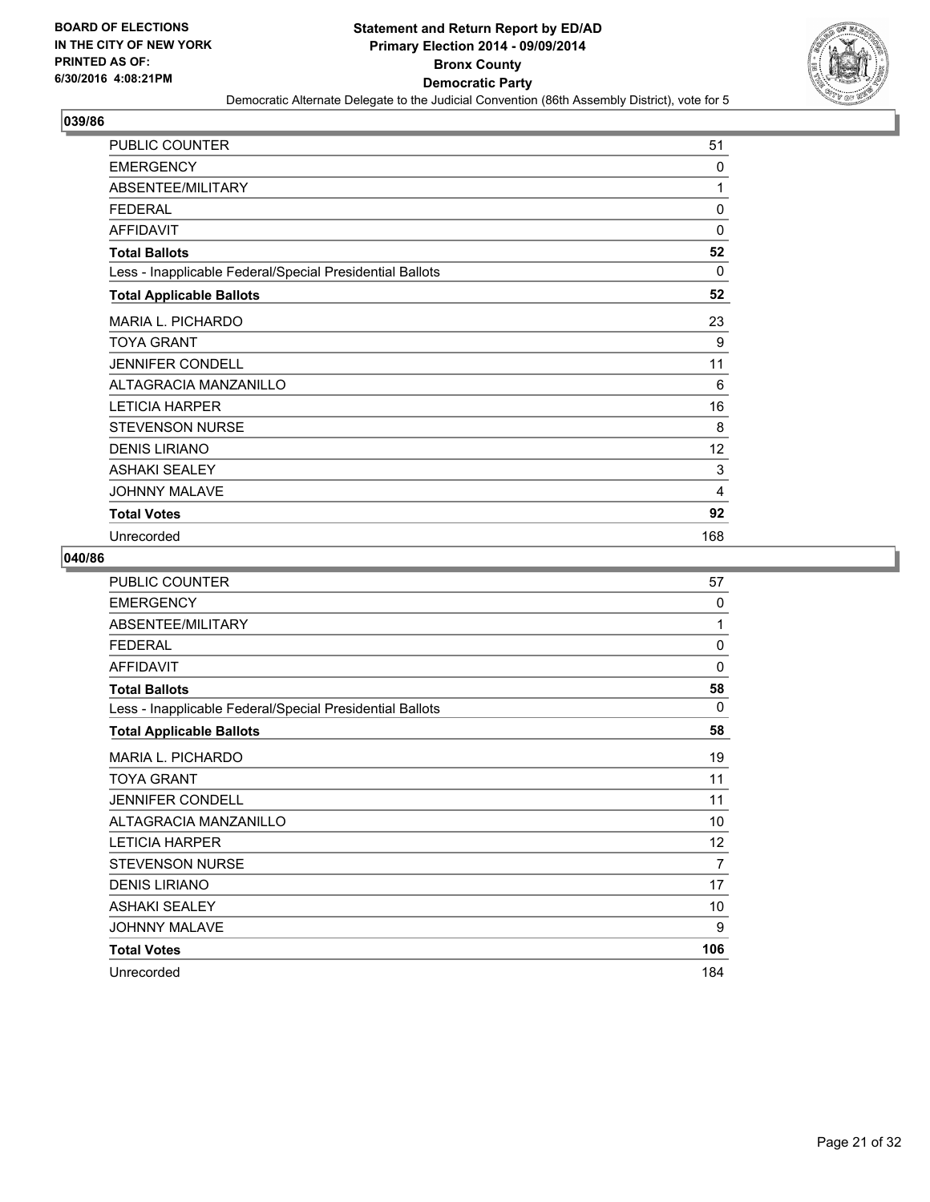**Statement and Return Report by ED/AD**
**Primary Election 2014 - 09/09/2014**
**Bronx County**
**Democratic Party**
Democratic Alternate Delegate to the Judicial Convention (86th Assembly District), vote for 5

BOARD OF ELECTIONS
IN THE CITY OF NEW YORK
PRINTED AS OF:
6/30/2016 4:08:21PM

## 039/86

| | |
|---|---|
| PUBLIC COUNTER | 51 |
| EMERGENCY | 0 |
| ABSENTEE/MILITARY | 1 |
| FEDERAL | 0 |
| AFFIDAVIT | 0 |
| **Total Ballots** | **52** |
| Less - Inapplicable Federal/Special Presidential Ballots | 0 |
| **Total Applicable Ballots** | **52** |
| MARIA L. PICHARDO | 23 |
| TOYA GRANT | 9 |
| JENNIFER CONDELL | 11 |
| ALTAGRACIA MANZANILLO | 6 |
| LETICIA HARPER | 16 |
| STEVENSON NURSE | 8 |
| DENIS LIRIANO | 12 |
| ASHAKI SEALEY | 3 |
| JOHNNY MALAVE | 4 |
| **Total Votes** | **92** |
| Unrecorded | 168 |

## 040/86

| | |
|---|---|
| PUBLIC COUNTER | 57 |
| EMERGENCY | 0 |
| ABSENTEE/MILITARY | 1 |
| FEDERAL | 0 |
| AFFIDAVIT | 0 |
| **Total Ballots** | **58** |
| Less - Inapplicable Federal/Special Presidential Ballots | 0 |
| **Total Applicable Ballots** | **58** |
| MARIA L. PICHARDO | 19 |
| TOYA GRANT | 11 |
| JENNIFER CONDELL | 11 |
| ALTAGRACIA MANZANILLO | 10 |
| LETICIA HARPER | 12 |
| STEVENSON NURSE | 7 |
| DENIS LIRIANO | 17 |
| ASHAKI SEALEY | 10 |
| JOHNNY MALAVE | 9 |
| **Total Votes** | **106** |
| Unrecorded | 184 |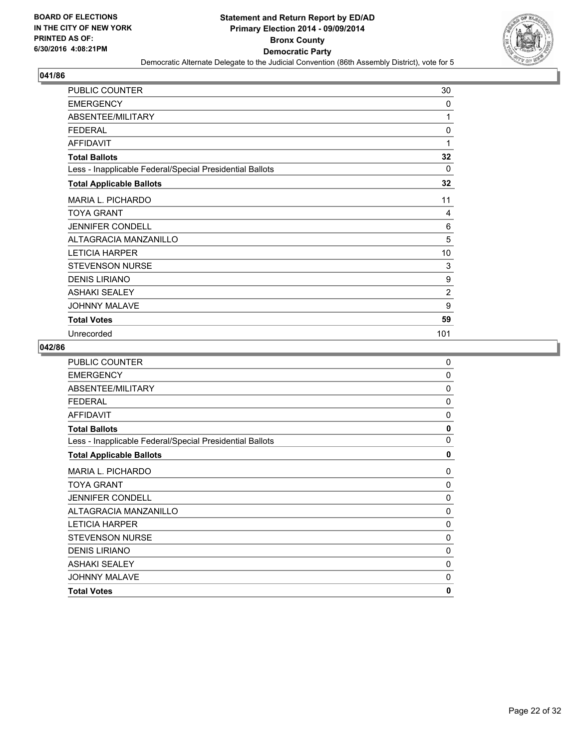BOARD OF ELECTIONS
IN THE CITY OF NEW YORK
PRINTED AS OF:
6/30/2016 4:08:21PM

# Statement and Return Report by ED/AD
## Primary Election 2014 - 09/09/2014
## Bronx County
## Democratic Party

Democratic Alternate Delegate to the Judicial Convention (86th Assembly District), vote for 5

### 041/86

| | |
|---|---|
| PUBLIC COUNTER | 30 |
| EMERGENCY | 0 |
| ABSENTEE/MILITARY | 1 |
| FEDERAL | 0 |
| AFFIDAVIT | 1 |
| **Total Ballots** | **32** |
| Less - Inapplicable Federal/Special Presidential Ballots | 0 |
| **Total Applicable Ballots** | **32** |
| MARIA L. PICHARDO | 11 |
| TOYA GRANT | 4 |
| JENNIFER CONDELL | 6 |
| ALTAGRACIA MANZANILLO | 5 |
| LETICIA HARPER | 10 |
| STEVENSON NURSE | 3 |
| DENIS LIRIANO | 9 |
| ASHAKI SEALEY | 2 |
| JOHNNY MALAVE | 9 |
| **Total Votes** | **59** |
| Unrecorded | 101 |

### 042/86

| | |
|---|---|
| PUBLIC COUNTER | 0 |
| EMERGENCY | 0 |
| ABSENTEE/MILITARY | 0 |
| FEDERAL | 0 |
| AFFIDAVIT | 0 |
| **Total Ballots** | **0** |
| Less - Inapplicable Federal/Special Presidential Ballots | 0 |
| **Total Applicable Ballots** | **0** |
| MARIA L. PICHARDO | 0 |
| TOYA GRANT | 0 |
| JENNIFER CONDELL | 0 |
| ALTAGRACIA MANZANILLO | 0 |
| LETICIA HARPER | 0 |
| STEVENSON NURSE | 0 |
| DENIS LIRIANO | 0 |
| ASHAKI SEALEY | 0 |
| JOHNNY MALAVE | 0 |
| **Total Votes** | **0** |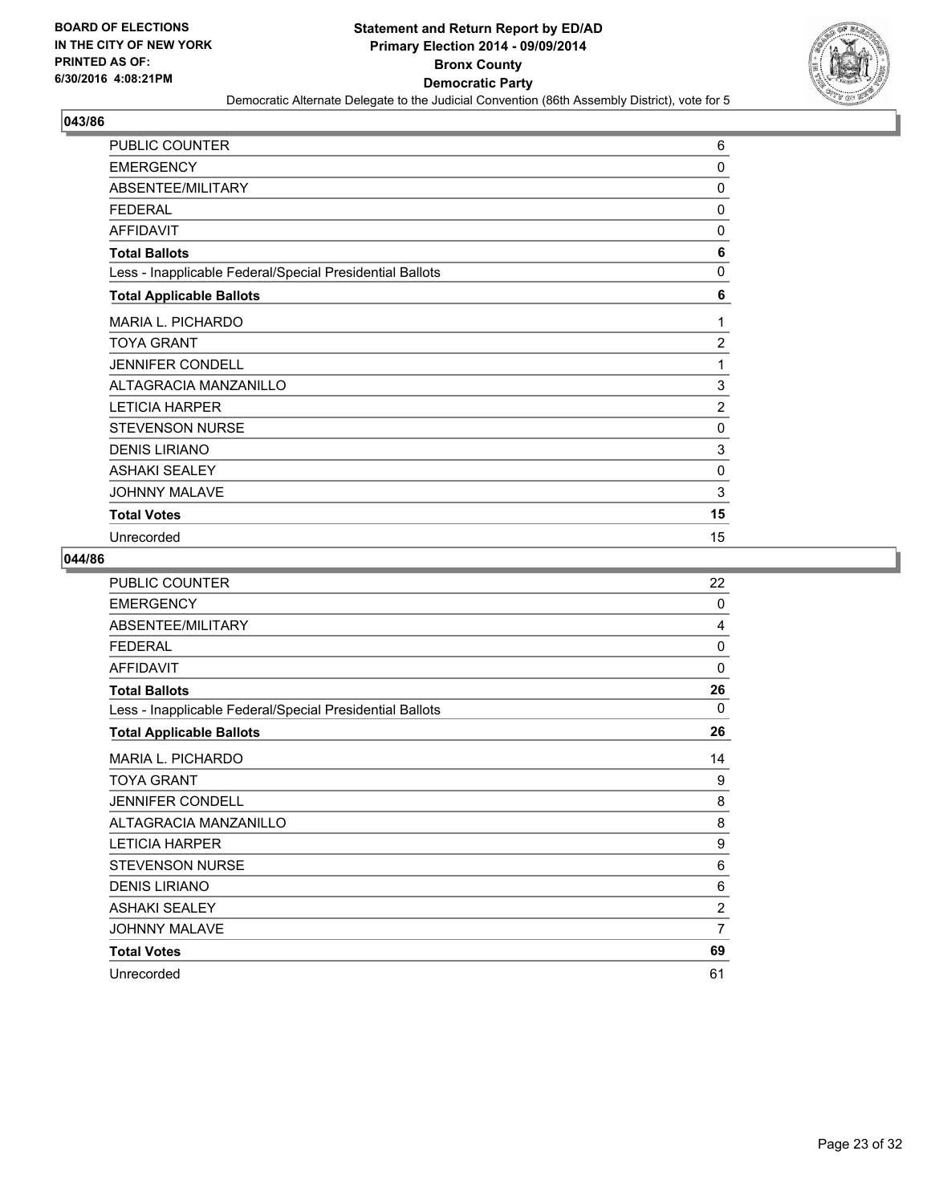**BOARD OF ELECTIONS IN THE CITY OF NEW YORK PRINTED AS OF: 6/30/2016 4:08:21PM**

# Statement and Return Report by ED/AD
## Primary Election 2014 - 09/09/2014
## Bronx County
## Democratic Party
### Democratic Alternate Delegate to the Judicial Convention (86th Assembly District), vote for 5

### 043/86

| | |
|---|---|
| PUBLIC COUNTER | 6 |
| EMERGENCY | 0 |
| ABSENTEE/MILITARY | 0 |
| FEDERAL | 0 |
| AFFIDAVIT | 0 |
| **Total Ballots** | **6** |
| Less - Inapplicable Federal/Special Presidential Ballots | 0 |
| **Total Applicable Ballots** | **6** |
| MARIA L. PICHARDO | 1 |
| TOYA GRANT | 2 |
| JENNIFER CONDELL | 1 |
| ALTAGRACIA MANZANILLO | 3 |
| LETICIA HARPER | 2 |
| STEVENSON NURSE | 0 |
| DENIS LIRIANO | 3 |
| ASHAKI SEALEY | 0 |
| JOHNNY MALAVE | 3 |
| **Total Votes** | **15** |
| Unrecorded | 15 |

### 044/86

| | |
|---|---|
| PUBLIC COUNTER | 22 |
| EMERGENCY | 0 |
| ABSENTEE/MILITARY | 4 |
| FEDERAL | 0 |
| AFFIDAVIT | 0 |
| **Total Ballots** | **26** |
| Less - Inapplicable Federal/Special Presidential Ballots | 0 |
| **Total Applicable Ballots** | **26** |
| MARIA L. PICHARDO | 14 |
| TOYA GRANT | 9 |
| JENNIFER CONDELL | 8 |
| ALTAGRACIA MANZANILLO | 8 |
| LETICIA HARPER | 9 |
| STEVENSON NURSE | 6 |
| DENIS LIRIANO | 6 |
| ASHAKI SEALEY | 2 |
| JOHNNY MALAVE | 7 |
| **Total Votes** | **69** |
| Unrecorded | 61 |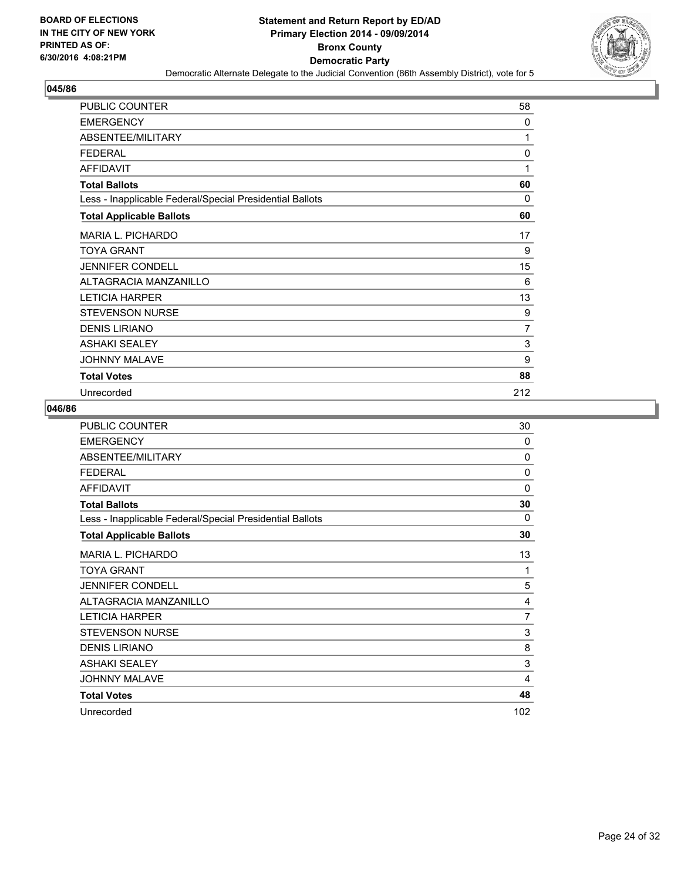BOARD OF ELECTIONS
IN THE CITY OF NEW YORK
PRINTED AS OF:
6/30/2016 4:08:21PM

**Statement and Return Report by ED/AD**
**Primary Election 2014 - 09/09/2014**
**Bronx County**
**Democratic Party**
Democratic Alternate Delegate to the Judicial Convention (86th Assembly District), vote for 5

## 045/86

| | |
|---|---|
| PUBLIC COUNTER | 58 |
| EMERGENCY | 0 |
| ABSENTEE/MILITARY | 1 |
| FEDERAL | 0 |
| AFFIDAVIT | 1 |
| **Total Ballots** | **60** |
| Less - Inapplicable Federal/Special Presidential Ballots | 0 |
| **Total Applicable Ballots** | **60** |
| MARIA L. PICHARDO | 17 |
| TOYA GRANT | 9 |
| JENNIFER CONDELL | 15 |
| ALTAGRACIA MANZANILLO | 6 |
| LETICIA HARPER | 13 |
| STEVENSON NURSE | 9 |
| DENIS LIRIANO | 7 |
| ASHAKI SEALEY | 3 |
| JOHNNY MALAVE | 9 |
| **Total Votes** | **88** |
| Unrecorded | 212 |

## 046/86

| | |
|---|---|
| PUBLIC COUNTER | 30 |
| EMERGENCY | 0 |
| ABSENTEE/MILITARY | 0 |
| FEDERAL | 0 |
| AFFIDAVIT | 0 |
| **Total Ballots** | **30** |
| Less - Inapplicable Federal/Special Presidential Ballots | 0 |
| **Total Applicable Ballots** | **30** |
| MARIA L. PICHARDO | 13 |
| TOYA GRANT | 1 |
| JENNIFER CONDELL | 5 |
| ALTAGRACIA MANZANILLO | 4 |
| LETICIA HARPER | 7 |
| STEVENSON NURSE | 3 |
| DENIS LIRIANO | 8 |
| ASHAKI SEALEY | 3 |
| JOHNNY MALAVE | 4 |
| **Total Votes** | **48** |
| Unrecorded | 102 |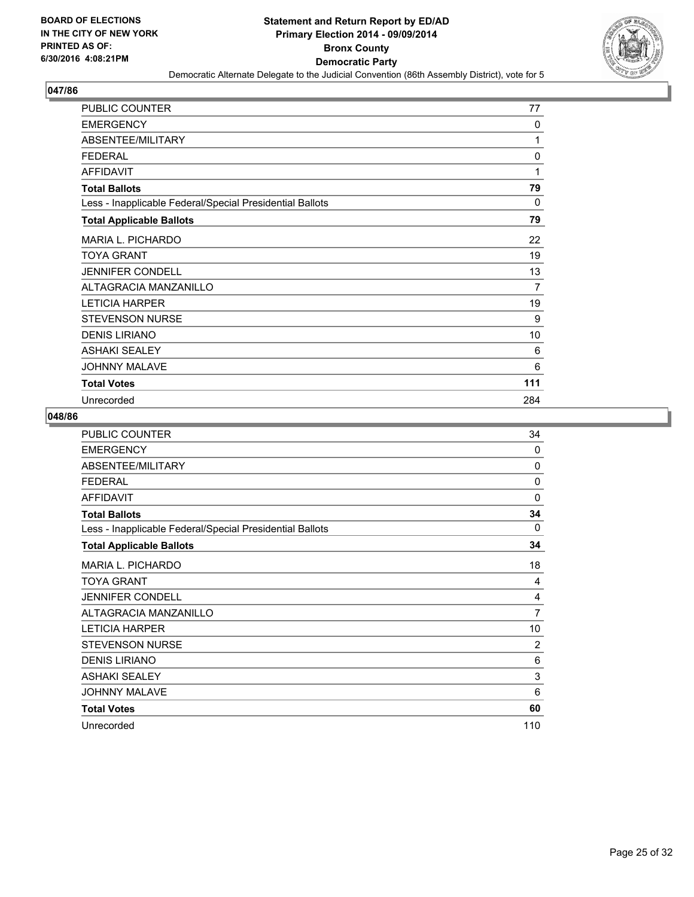**BOARD OF ELECTIONS IN THE CITY OF NEW YORK PRINTED AS OF: 6/30/2016 4:08:21PM**

# Statement and Return Report by ED/AD
## Primary Election 2014 - 09/09/2014
## Bronx County
## Democratic Party
### Democratic Alternate Delegate to the Judicial Convention (86th Assembly District), vote for 5

**047/86**

| | |
|---|---|
| PUBLIC COUNTER | 77 |
| EMERGENCY | 0 |
| ABSENTEE/MILITARY | 1 |
| FEDERAL | 0 |
| AFFIDAVIT | 1 |
| **Total Ballots** | **79** |
| Less - Inapplicable Federal/Special Presidential Ballots | 0 |
| **Total Applicable Ballots** | **79** |
| MARIA L. PICHARDO | 22 |
| TOYA GRANT | 19 |
| JENNIFER CONDELL | 13 |
| ALTAGRACIA MANZANILLO | 7 |
| LETICIA HARPER | 19 |
| STEVENSON NURSE | 9 |
| DENIS LIRIANO | 10 |
| ASHAKI SEALEY | 6 |
| JOHNNY MALAVE | 6 |
| **Total Votes** | **111** |
| Unrecorded | 284 |

**048/86**

| | |
|---|---|
| PUBLIC COUNTER | 34 |
| EMERGENCY | 0 |
| ABSENTEE/MILITARY | 0 |
| FEDERAL | 0 |
| AFFIDAVIT | 0 |
| **Total Ballots** | **34** |
| Less - Inapplicable Federal/Special Presidential Ballots | 0 |
| **Total Applicable Ballots** | **34** |
| MARIA L. PICHARDO | 18 |
| TOYA GRANT | 4 |
| JENNIFER CONDELL | 4 |
| ALTAGRACIA MANZANILLO | 7 |
| LETICIA HARPER | 10 |
| STEVENSON NURSE | 2 |
| DENIS LIRIANO | 6 |
| ASHAKI SEALEY | 3 |
| JOHNNY MALAVE | 6 |
| **Total Votes** | **60** |
| Unrecorded | 110 |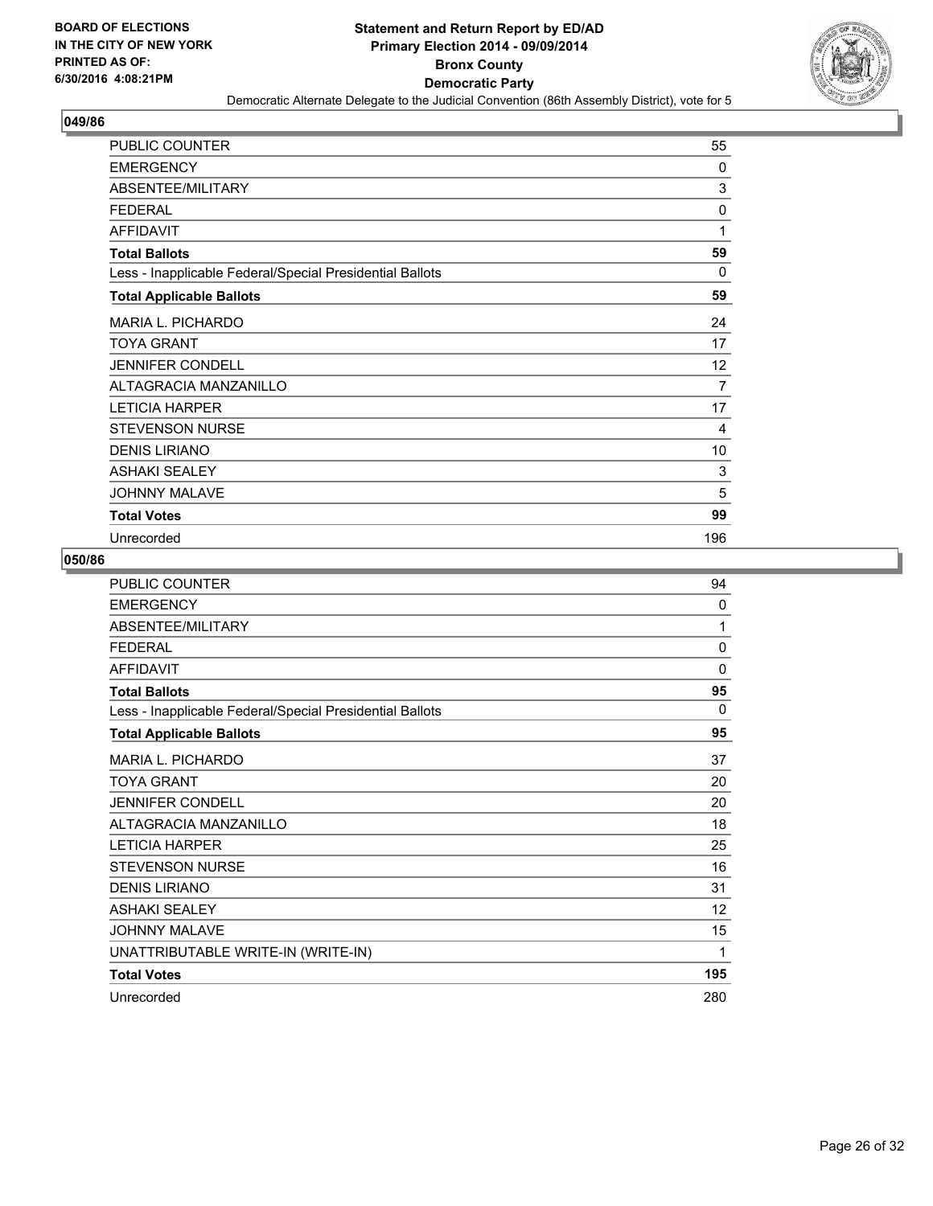**BOARD OF ELECTIONS IN THE CITY OF NEW YORK PRINTED AS OF: 6/30/2016 4:08:21PM**

**Statement and Return Report by ED/AD Primary Election 2014 - 09/09/2014 Bronx County Democratic Party**

Democratic Alternate Delegate to the Judicial Convention (86th Assembly District), vote for 5

## 049/86

| | |
|---|---|
| PUBLIC COUNTER | 55 |
| EMERGENCY | 0 |
| ABSENTEE/MILITARY | 3 |
| FEDERAL | 0 |
| AFFIDAVIT | 1 |
| **Total Ballots** | **59** |
| Less - Inapplicable Federal/Special Presidential Ballots | 0 |
| **Total Applicable Ballots** | **59** |
| MARIA L. PICHARDO | 24 |
| TOYA GRANT | 17 |
| JENNIFER CONDELL | 12 |
| ALTAGRACIA MANZANILLO | 7 |
| LETICIA HARPER | 17 |
| STEVENSON NURSE | 4 |
| DENIS LIRIANO | 10 |
| ASHAKI SEALEY | 3 |
| JOHNNY MALAVE | 5 |
| **Total Votes** | **99** |
| Unrecorded | 196 |

## 050/86

| | |
|---|---|
| PUBLIC COUNTER | 94 |
| EMERGENCY | 0 |
| ABSENTEE/MILITARY | 1 |
| FEDERAL | 0 |
| AFFIDAVIT | 0 |
| **Total Ballots** | **95** |
| Less - Inapplicable Federal/Special Presidential Ballots | 0 |
| **Total Applicable Ballots** | **95** |
| MARIA L. PICHARDO | 37 |
| TOYA GRANT | 20 |
| JENNIFER CONDELL | 20 |
| ALTAGRACIA MANZANILLO | 18 |
| LETICIA HARPER | 25 |
| STEVENSON NURSE | 16 |
| DENIS LIRIANO | 31 |
| ASHAKI SEALEY | 12 |
| JOHNNY MALAVE | 15 |
| UNATTRIBUTABLE WRITE-IN (WRITE-IN) | 1 |
| **Total Votes** | **195** |
| Unrecorded | 280 |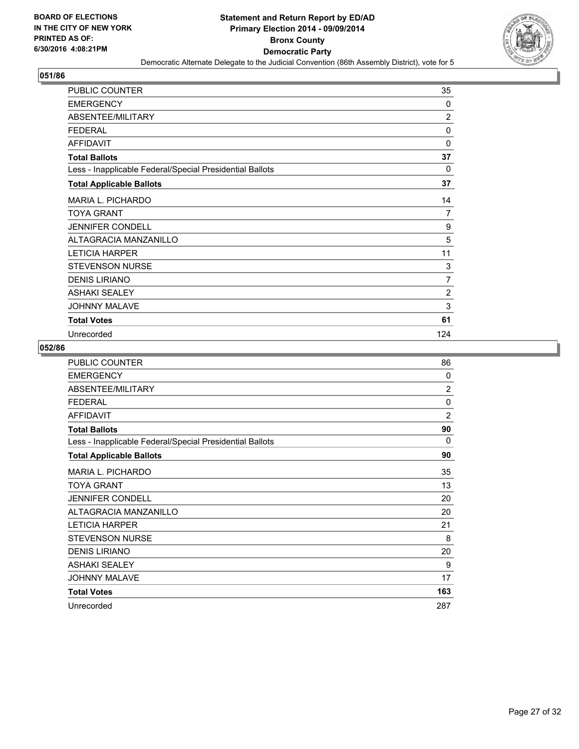**BOARD OF ELECTIONS IN THE CITY OF NEW YORK PRINTED AS OF: 6/30/2016 4:08:21PM**

# Statement and Return Report by ED/AD
## Primary Election 2014 - 09/09/2014
## Bronx County
## Democratic Party

Democratic Alternate Delegate to the Judicial Convention (86th Assembly District), vote for 5

### 051/86

| | |
|---|---|
| PUBLIC COUNTER | 35 |
| EMERGENCY | 0 |
| ABSENTEE/MILITARY | 2 |
| FEDERAL | 0 |
| AFFIDAVIT | 0 |
| **Total Ballots** | **37** |
| Less - Inapplicable Federal/Special Presidential Ballots | 0 |
| **Total Applicable Ballots** | **37** |
| MARIA L. PICHARDO | 14 |
| TOYA GRANT | 7 |
| JENNIFER CONDELL | 9 |
| ALTAGRACIA MANZANILLO | 5 |
| LETICIA HARPER | 11 |
| STEVENSON NURSE | 3 |
| DENIS LIRIANO | 7 |
| ASHAKI SEALEY | 2 |
| JOHNNY MALAVE | 3 |
| **Total Votes** | **61** |
| Unrecorded | 124 |

### 052/86

| | |
|---|---|
| PUBLIC COUNTER | 86 |
| EMERGENCY | 0 |
| ABSENTEE/MILITARY | 2 |
| FEDERAL | 0 |
| AFFIDAVIT | 2 |
| **Total Ballots** | **90** |
| Less - Inapplicable Federal/Special Presidential Ballots | 0 |
| **Total Applicable Ballots** | **90** |
| MARIA L. PICHARDO | 35 |
| TOYA GRANT | 13 |
| JENNIFER CONDELL | 20 |
| ALTAGRACIA MANZANILLO | 20 |
| LETICIA HARPER | 21 |
| STEVENSON NURSE | 8 |
| DENIS LIRIANO | 20 |
| ASHAKI SEALEY | 9 |
| JOHNNY MALAVE | 17 |
| **Total Votes** | **163** |
| Unrecorded | 287 |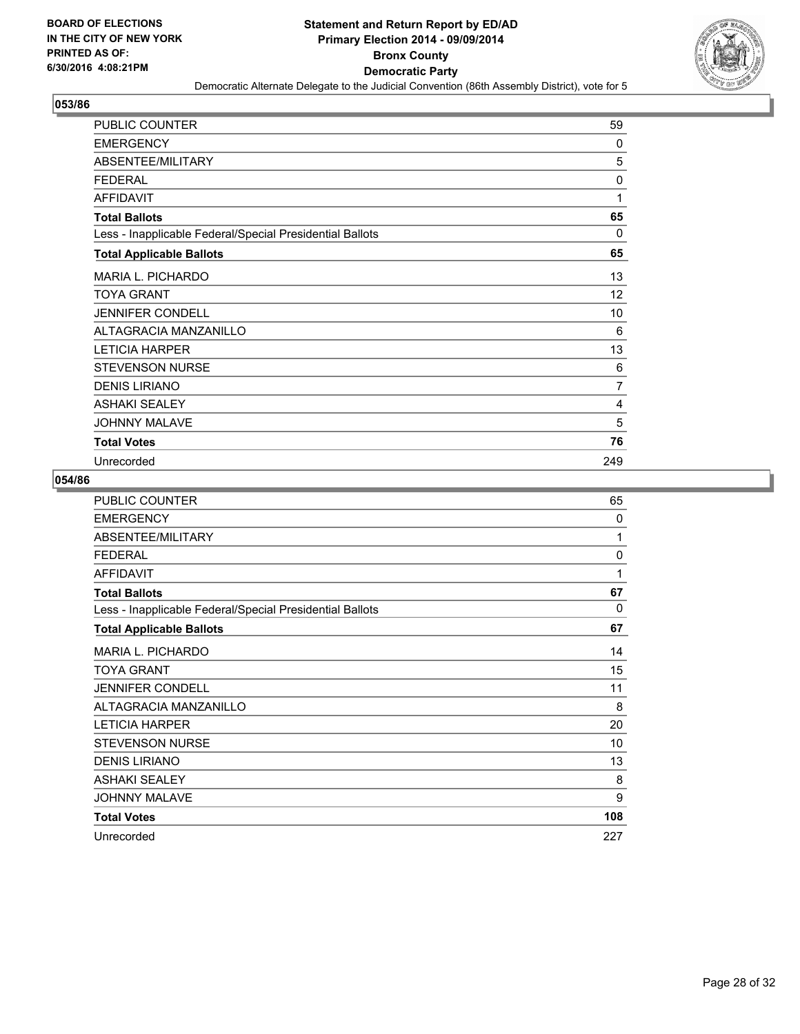BOARD OF ELECTIONS
IN THE CITY OF NEW YORK
PRINTED AS OF:
6/30/2016 4:08:21PM

**Statement and Return Report by ED/AD**
**Primary Election 2014 - 09/09/2014**
**Bronx County**
**Democratic Party**
Democratic Alternate Delegate to the Judicial Convention (86th Assembly District), vote for 5

## 053/86

| | |
|---|---|
| PUBLIC COUNTER | 59 |
| EMERGENCY | 0 |
| ABSENTEE/MILITARY | 5 |
| FEDERAL | 0 |
| AFFIDAVIT | 1 |
| **Total Ballots** | **65** |
| Less - Inapplicable Federal/Special Presidential Ballots | 0 |
| **Total Applicable Ballots** | **65** |
| MARIA L. PICHARDO | 13 |
| TOYA GRANT | 12 |
| JENNIFER CONDELL | 10 |
| ALTAGRACIA MANZANILLO | 6 |
| LETICIA HARPER | 13 |
| STEVENSON NURSE | 6 |
| DENIS LIRIANO | 7 |
| ASHAKI SEALEY | 4 |
| JOHNNY MALAVE | 5 |
| **Total Votes** | **76** |
| Unrecorded | 249 |

## 054/86

| | |
|---|---|
| PUBLIC COUNTER | 65 |
| EMERGENCY | 0 |
| ABSENTEE/MILITARY | 1 |
| FEDERAL | 0 |
| AFFIDAVIT | 1 |
| **Total Ballots** | **67** |
| Less - Inapplicable Federal/Special Presidential Ballots | 0 |
| **Total Applicable Ballots** | **67** |
| MARIA L. PICHARDO | 14 |
| TOYA GRANT | 15 |
| JENNIFER CONDELL | 11 |
| ALTAGRACIA MANZANILLO | 8 |
| LETICIA HARPER | 20 |
| STEVENSON NURSE | 10 |
| DENIS LIRIANO | 13 |
| ASHAKI SEALEY | 8 |
| JOHNNY MALAVE | 9 |
| **Total Votes** | **108** |
| Unrecorded | 227 |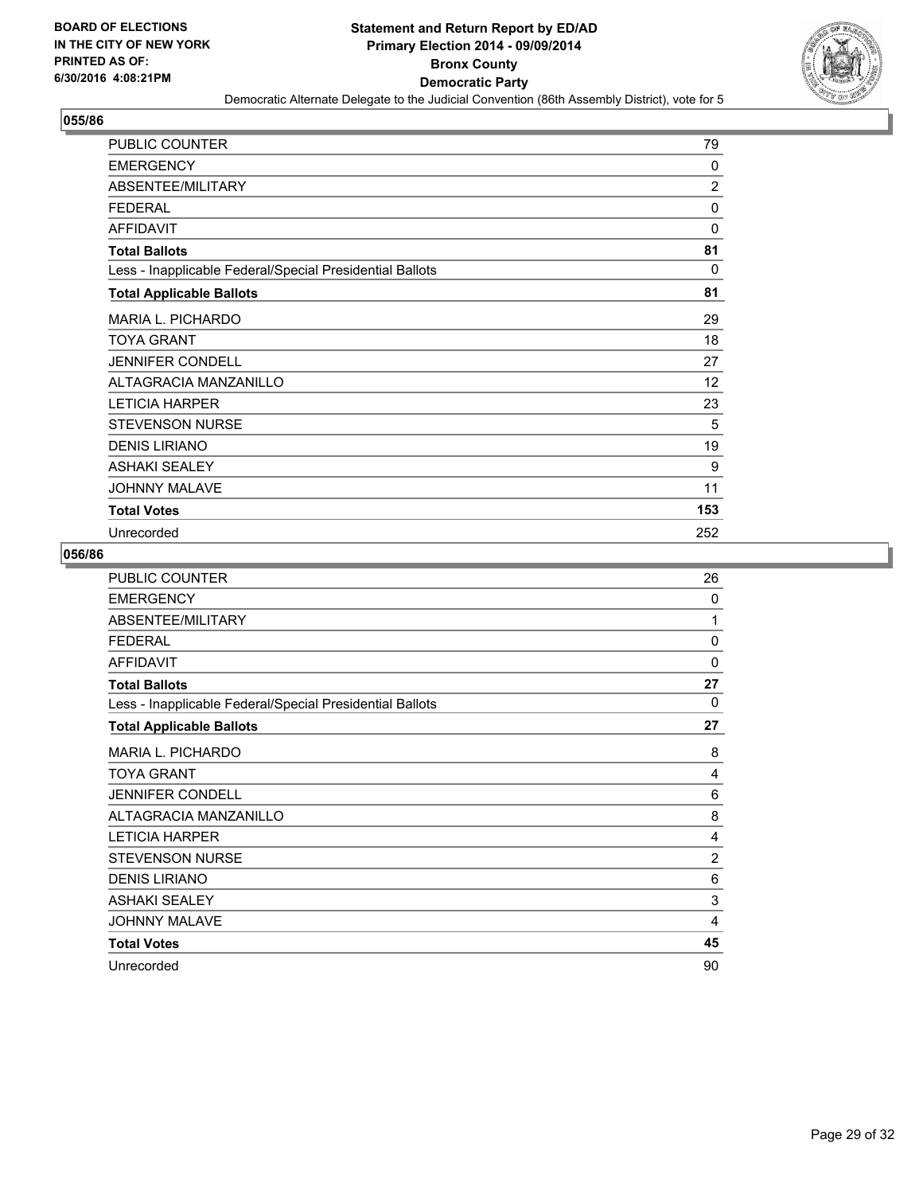**BOARD OF ELECTIONS IN THE CITY OF NEW YORK PRINTED AS OF: 6/30/2016 4:08:21PM**

# Statement and Return Report by ED/AD
## Primary Election 2014 - 09/09/2014
## Bronx County
## Democratic Party
### Democratic Alternate Delegate to the Judicial Convention (86th Assembly District), vote for 5

### 055/86

| | |
|---|---|
| PUBLIC COUNTER | 79 |
| EMERGENCY | 0 |
| ABSENTEE/MILITARY | 2 |
| FEDERAL | 0 |
| AFFIDAVIT | 0 |
| **Total Ballots** | **81** |
| Less - Inapplicable Federal/Special Presidential Ballots | 0 |
| **Total Applicable Ballots** | **81** |
| MARIA L. PICHARDO | 29 |
| TOYA GRANT | 18 |
| JENNIFER CONDELL | 27 |
| ALTAGRACIA MANZANILLO | 12 |
| LETICIA HARPER | 23 |
| STEVENSON NURSE | 5 |
| DENIS LIRIANO | 19 |
| ASHAKI SEALEY | 9 |
| JOHNNY MALAVE | 11 |
| **Total Votes** | **153** |
| Unrecorded | 252 |

### 056/86

| | |
|---|---|
| PUBLIC COUNTER | 26 |
| EMERGENCY | 0 |
| ABSENTEE/MILITARY | 1 |
| FEDERAL | 0 |
| AFFIDAVIT | 0 |
| **Total Ballots** | **27** |
| Less - Inapplicable Federal/Special Presidential Ballots | 0 |
| **Total Applicable Ballots** | **27** |
| MARIA L. PICHARDO | 8 |
| TOYA GRANT | 4 |
| JENNIFER CONDELL | 6 |
| ALTAGRACIA MANZANILLO | 8 |
| LETICIA HARPER | 4 |
| STEVENSON NURSE | 2 |
| DENIS LIRIANO | 6 |
| ASHAKI SEALEY | 3 |
| JOHNNY MALAVE | 4 |
| **Total Votes** | **45** |
| Unrecorded | 90 |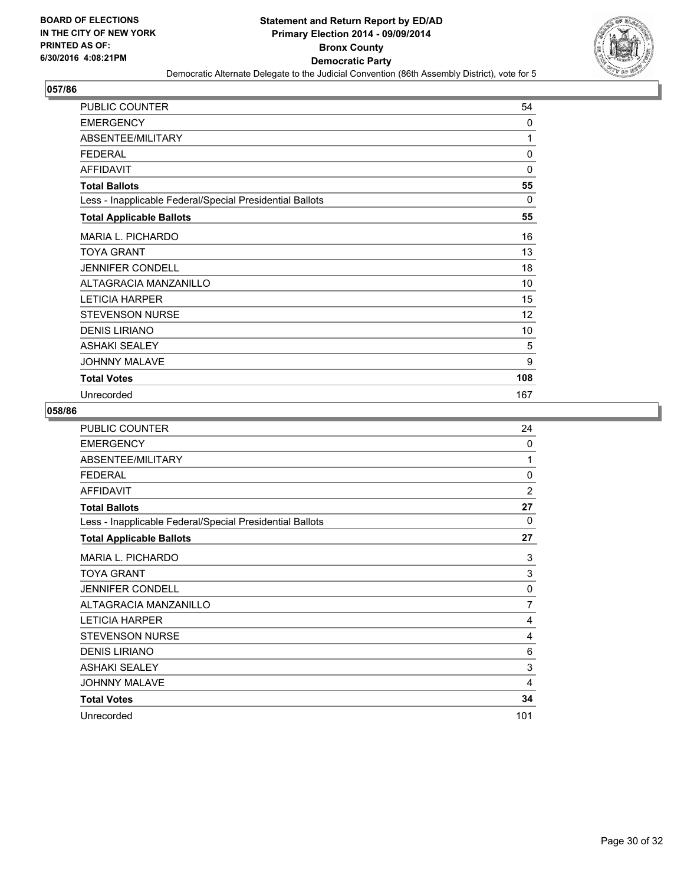BOARD OF ELECTIONS
IN THE CITY OF NEW YORK
PRINTED AS OF:
6/30/2016 4:08:21PM

**Statement and Return Report by ED/AD**
**Primary Election 2014 - 09/09/2014**
**Bronx County**
**Democratic Party**
Democratic Alternate Delegate to the Judicial Convention (86th Assembly District), vote for 5

## 057/86

| | |
|---|---|
| PUBLIC COUNTER | 54 |
| EMERGENCY | 0 |
| ABSENTEE/MILITARY | 1 |
| FEDERAL | 0 |
| AFFIDAVIT | 0 |
| **Total Ballots** | **55** |
| Less - Inapplicable Federal/Special Presidential Ballots | 0 |
| **Total Applicable Ballots** | **55** |
| MARIA L. PICHARDO | 16 |
| TOYA GRANT | 13 |
| JENNIFER CONDELL | 18 |
| ALTAGRACIA MANZANILLO | 10 |
| LETICIA HARPER | 15 |
| STEVENSON NURSE | 12 |
| DENIS LIRIANO | 10 |
| ASHAKI SEALEY | 5 |
| JOHNNY MALAVE | 9 |
| **Total Votes** | **108** |
| Unrecorded | 167 |

## 058/86

| | |
|---|---|
| PUBLIC COUNTER | 24 |
| EMERGENCY | 0 |
| ABSENTEE/MILITARY | 1 |
| FEDERAL | 0 |
| AFFIDAVIT | 2 |
| **Total Ballots** | **27** |
| Less - Inapplicable Federal/Special Presidential Ballots | 0 |
| **Total Applicable Ballots** | **27** |
| MARIA L. PICHARDO | 3 |
| TOYA GRANT | 3 |
| JENNIFER CONDELL | 0 |
| ALTAGRACIA MANZANILLO | 7 |
| LETICIA HARPER | 4 |
| STEVENSON NURSE | 4 |
| DENIS LIRIANO | 6 |
| ASHAKI SEALEY | 3 |
| JOHNNY MALAVE | 4 |
| **Total Votes** | **34** |
| Unrecorded | 101 |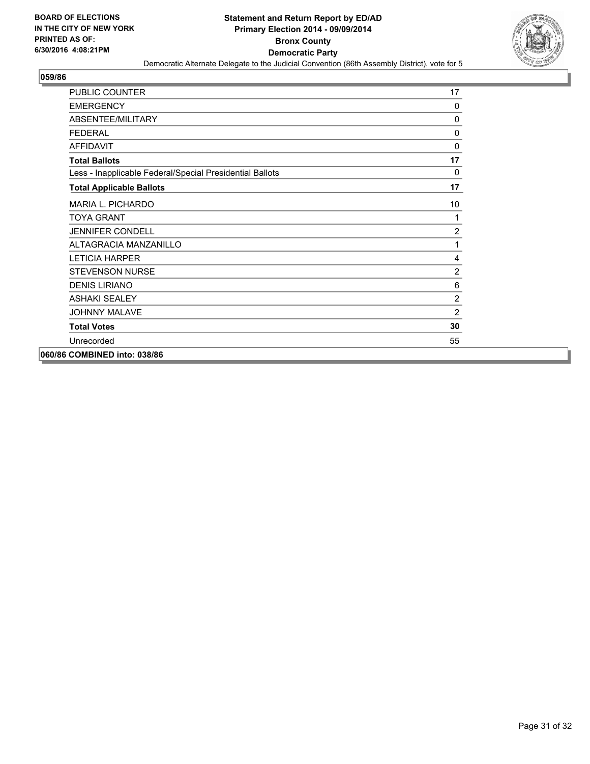**BOARD OF ELECTIONS IN THE CITY OF NEW YORK PRINTED AS OF: 6/30/2016 4:08:21PM**

**Statement and Return Report by ED/AD**
**Primary Election 2014 - 09/09/2014**
**Bronx County**
**Democratic Party**
Democratic Alternate Delegate to the Judicial Convention (86th Assembly District), vote for 5

**059/86**

| | |
|---|---|
| PUBLIC COUNTER | 17 |
| EMERGENCY | 0 |
| ABSENTEE/MILITARY | 0 |
| FEDERAL | 0 |
| AFFIDAVIT | 0 |
| **Total Ballots** | **17** |
| Less - Inapplicable Federal/Special Presidential Ballots | 0 |
| **Total Applicable Ballots** | **17** |
| MARIA L. PICHARDO | 10 |
| TOYA GRANT | 1 |
| JENNIFER CONDELL | 2 |
| ALTAGRACIA MANZANILLO | 1 |
| LETICIA HARPER | 4 |
| STEVENSON NURSE | 2 |
| DENIS LIRIANO | 6 |
| ASHAKI SEALEY | 2 |
| JOHNNY MALAVE | 2 |
| **Total Votes** | **30** |
| Unrecorded | 55 |

**060/86 COMBINED into: 038/86**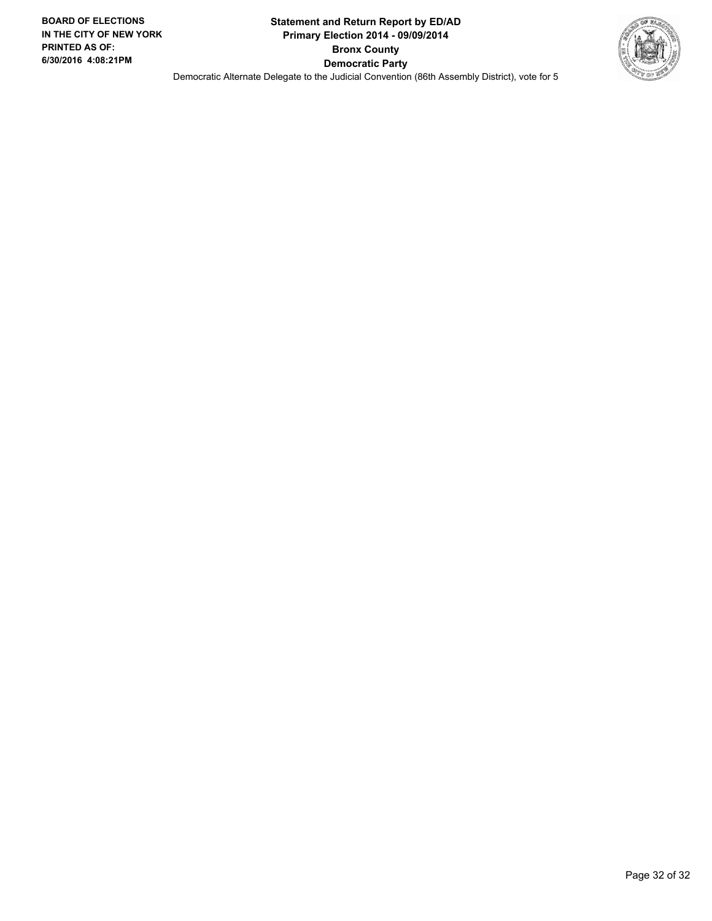**BOARD OF ELECTIONS IN THE CITY OF NEW YORK PRINTED AS OF: 6/30/2016 4:08:21PM**

**Statement and Return Report by ED/AD**
**Primary Election 2014 - 09/09/2014**
**Bronx County**
**Democratic Party**

Democratic Alternate Delegate to the Judicial Convention (86th Assembly District), vote for 5